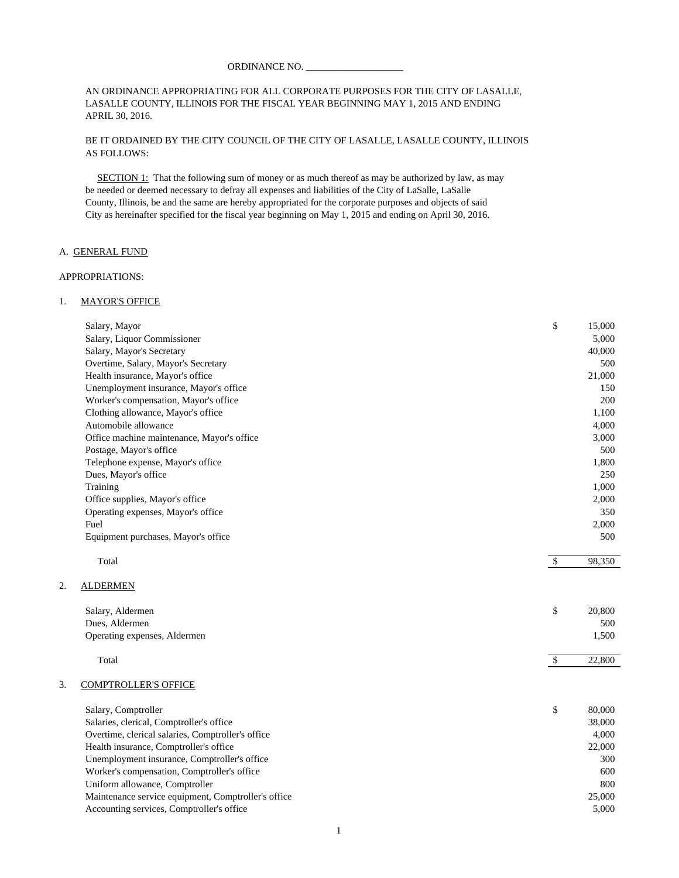ORDINANCE NO. ____________________

AN ORDINANCE APPROPRIATING FOR ALL CORPORATE PURPOSES FOR THE CITY OF LASALLE, LASALLE COUNTY, ILLINOIS FOR THE FISCAL YEAR BEGINNING MAY 1, 2015 AND ENDING APRIL 30, 2016.

BE IT ORDAINED BY THE CITY COUNCIL OF THE CITY OF LASALLE, LASALLE COUNTY, ILLINOIS AS FOLLOWS:

SECTION 1: That the following sum of money or as much thereof as may be authorized by law, as may be needed or deemed necessary to defray all expenses and liabilities of the City of LaSalle, LaSalle County, Illinois, be and the same are hereby appropriated for the corporate purposes and objects of said City as hereinafter specified for the fiscal year beginning on May 1, 2015 and ending on April 30, 2016.

A. GENERAL FUND

APPROPRIATIONS:

1. MAYOR'S OFFICE

| Item | | Amount |
|---|---|---|
| Salary, Mayor | $ | 15,000 |
| Salary, Liquor Commissioner | | 5,000 |
| Salary, Mayor's Secretary | | 40,000 |
| Overtime, Salary, Mayor's Secretary | | 500 |
| Health insurance, Mayor's office | | 21,000 |
| Unemployment insurance, Mayor's office | | 150 |
| Worker's compensation, Mayor's office | | 200 |
| Clothing allowance, Mayor's office | | 1,100 |
| Automobile allowance | | 4,000 |
| Office machine maintenance, Mayor's office | | 3,000 |
| Postage, Mayor's office | | 500 |
| Telephone expense, Mayor's office | | 1,800 |
| Dues, Mayor's office | | 250 |
| Training | | 1,000 |
| Office supplies, Mayor's office | | 2,000 |
| Operating expenses, Mayor's office | | 350 |
| Fuel | | 2,000 |
| Equipment purchases, Mayor's office | | 500 |
| Total | $ | 98,350 |

2. ALDERMEN

| Item | | Amount |
|---|---|---|
| Salary, Aldermen | $ | 20,800 |
| Dues, Aldermen | | 500 |
| Operating expenses, Aldermen | | 1,500 |
| Total | $ | 22,800 |

3. COMPTROLLER'S OFFICE

| Item | | Amount |
|---|---|---|
| Salary, Comptroller | $ | 80,000 |
| Salaries, clerical, Comptroller's office | | 38,000 |
| Overtime, clerical salaries, Comptroller's office | | 4,000 |
| Health insurance, Comptroller's office | | 22,000 |
| Unemployment insurance, Comptroller's office | | 300 |
| Worker's compensation, Comptroller's office | | 600 |
| Uniform allowance, Comptroller | | 800 |
| Maintenance service equipment, Comptroller's office | | 25,000 |
| Accounting services, Comptroller's office | | 5,000 |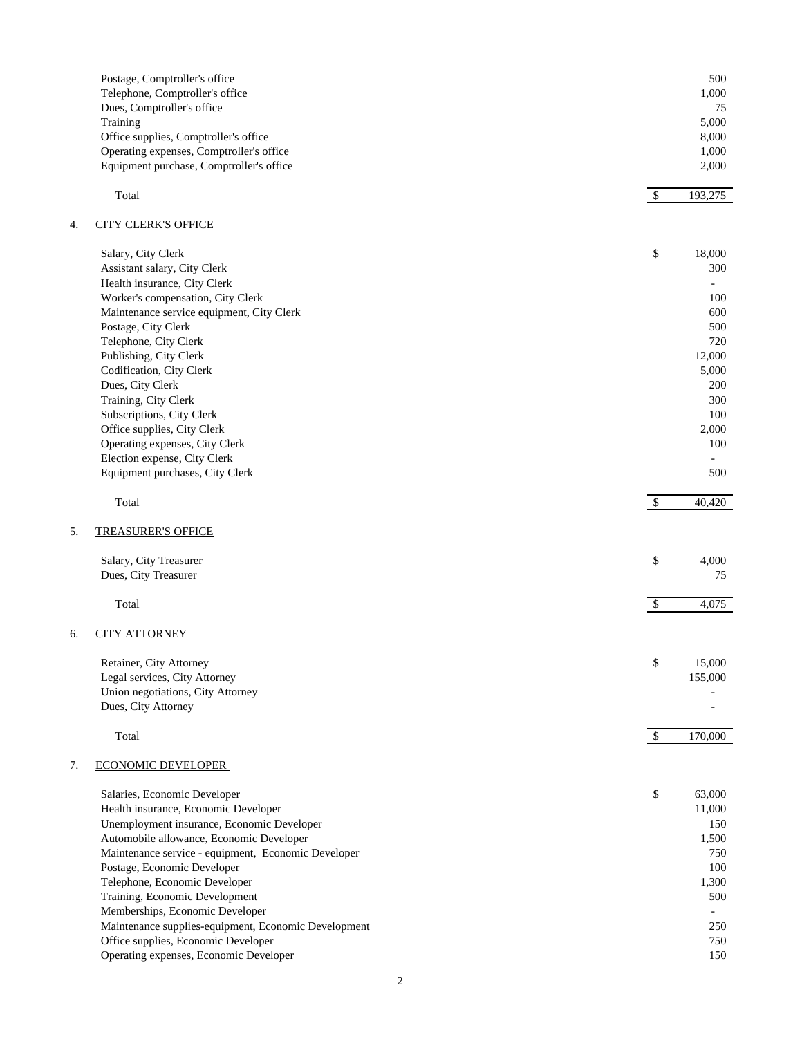| | |
|---|---:|
| Postage, Comptroller's office | 500 |
| Telephone, Comptroller's office | 1,000 |
| Dues, Comptroller's office | 75 |
| Training | 5,000 |
| Office supplies, Comptroller's office | 8,000 |
| Operating expenses, Comptroller's office | 1,000 |
| Equipment purchase, Comptroller's office | 2,000 |
| Total | $ 193,275 |

4. CITY CLERK'S OFFICE

| | |
|---|---:|
| Salary, City Clerk | $ 18,000 |
| Assistant salary, City Clerk | 300 |
| Health insurance, City Clerk | - |
| Worker's compensation, City Clerk | 100 |
| Maintenance service equipment, City Clerk | 600 |
| Postage, City Clerk | 500 |
| Telephone, City Clerk | 720 |
| Publishing, City Clerk | 12,000 |
| Codification, City Clerk | 5,000 |
| Dues, City Clerk | 200 |
| Training, City Clerk | 300 |
| Subscriptions, City Clerk | 100 |
| Office supplies, City Clerk | 2,000 |
| Operating expenses, City Clerk | 100 |
| Election expense, City Clerk | - |
| Equipment purchases, City Clerk | 500 |
| Total | $ 40,420 |

5. TREASURER'S OFFICE

| | |
|---|---:|
| Salary, City Treasurer | $ 4,000 |
| Dues, City Treasurer | 75 |
| Total | $ 4,075 |

6. CITY ATTORNEY

| | |
|---|---:|
| Retainer, City Attorney | $ 15,000 |
| Legal services, City Attorney | 155,000 |
| Union negotiations, City Attorney | - |
| Dues, City Attorney | - |
| Total | $ 170,000 |

7. ECONOMIC DEVELOPER

| | |
|---|---:|
| Salaries, Economic Developer | $ 63,000 |
| Health insurance, Economic Developer | 11,000 |
| Unemployment insurance, Economic Developer | 150 |
| Automobile allowance, Economic Developer | 1,500 |
| Maintenance service - equipment, Economic Developer | 750 |
| Postage, Economic Developer | 100 |
| Telephone, Economic Developer | 1,300 |
| Training, Economic Development | 500 |
| Memberships, Economic Developer | - |
| Maintenance supplies-equipment, Economic Development | 250 |
| Office supplies, Economic Developer | 750 |
| Operating expenses, Economic Developer | 150 |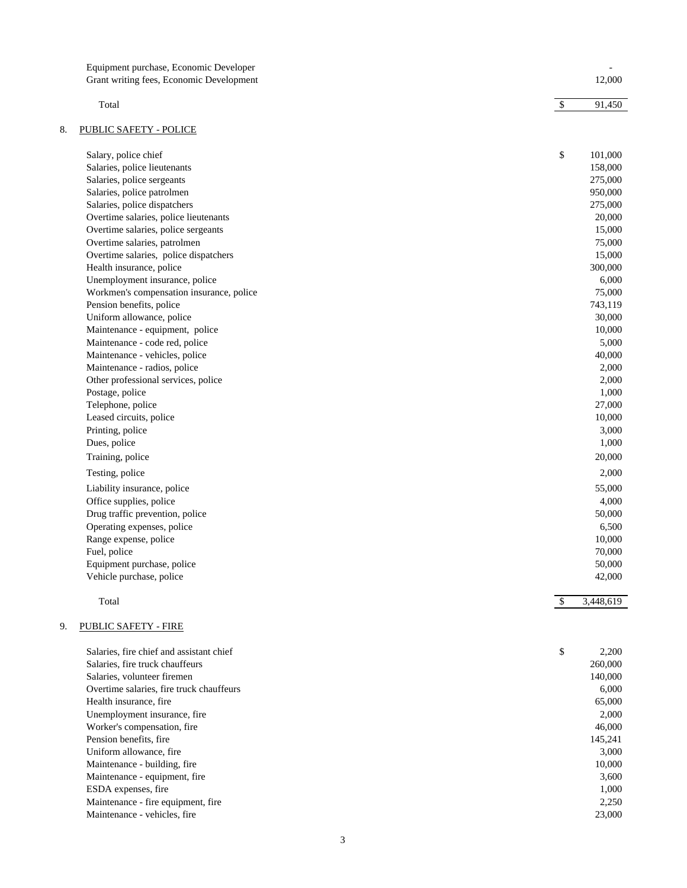| | |
|---|---|
| Equipment purchase, Economic Developer | - |
| Grant writing fees, Economic Development | 12,000 |
| Total | $ 91,450 |

8. PUBLIC SAFETY - POLICE

| | |
|---|---|
| Salary, police chief | $ 101,000 |
| Salaries, police lieutenants | 158,000 |
| Salaries, police sergeants | 275,000 |
| Salaries, police patrolmen | 950,000 |
| Salaries, police dispatchers | 275,000 |
| Overtime salaries, police lieutenants | 20,000 |
| Overtime salaries, police sergeants | 15,000 |
| Overtime salaries, patrolmen | 75,000 |
| Overtime salaries, police dispatchers | 15,000 |
| Health insurance, police | 300,000 |
| Unemployment insurance, police | 6,000 |
| Workmen's compensation insurance, police | 75,000 |
| Pension benefits, police | 743,119 |
| Uniform allowance, police | 30,000 |
| Maintenance - equipment, police | 10,000 |
| Maintenance - code red, police | 5,000 |
| Maintenance - vehicles, police | 40,000 |
| Maintenance - radios, police | 2,000 |
| Other professional services, police | 2,000 |
| Postage, police | 1,000 |
| Telephone, police | 27,000 |
| Leased circuits, police | 10,000 |
| Printing, police | 3,000 |
| Dues, police | 1,000 |
| Training, police | 20,000 |
| Testing, police | 2,000 |
| Liability insurance, police | 55,000 |
| Office supplies, police | 4,000 |
| Drug traffic prevention, police | 50,000 |
| Operating expenses, police | 6,500 |
| Range expense, police | 10,000 |
| Fuel, police | 70,000 |
| Equipment purchase, police | 50,000 |
| Vehicle purchase, police | 42,000 |
| Total | $ 3,448,619 |

9. PUBLIC SAFETY - FIRE

| | |
|---|---|
| Salaries, fire chief and assistant chief | $ 2,200 |
| Salaries, fire truck chauffeurs | 260,000 |
| Salaries, volunteer firemen | 140,000 |
| Overtime salaries, fire truck chauffeurs | 6,000 |
| Health insurance, fire | 65,000 |
| Unemployment insurance, fire | 2,000 |
| Worker's compensation, fire | 46,000 |
| Pension benefits, fire | 145,241 |
| Uniform allowance, fire | 3,000 |
| Maintenance - building, fire | 10,000 |
| Maintenance - equipment, fire | 3,600 |
| ESDA expenses, fire | 1,000 |
| Maintenance - fire equipment, fire | 2,250 |
| Maintenance - vehicles, fire | 23,000 |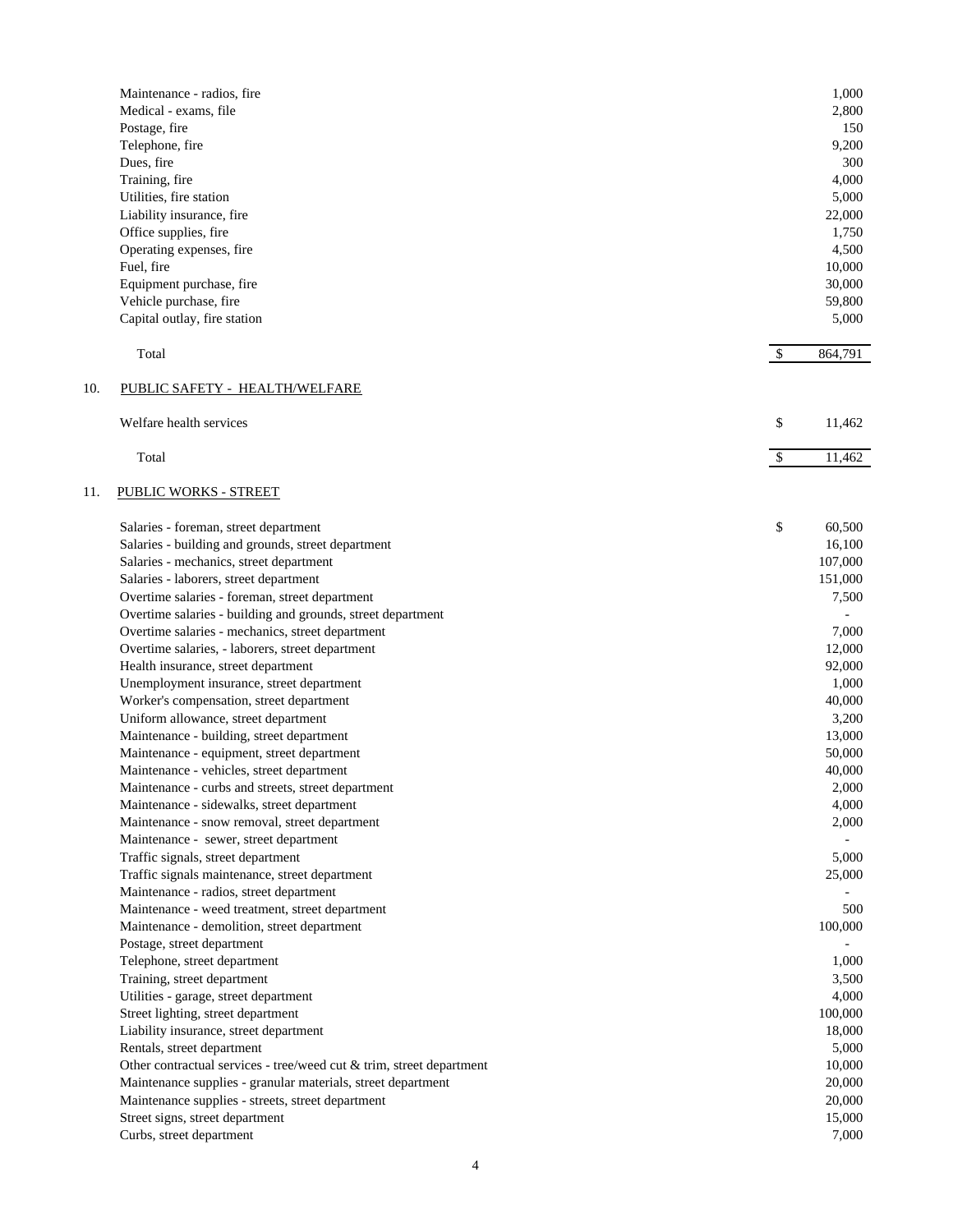| | | |
|---|---|---|
| Maintenance - radios, fire | | 1,000 |
| Medical - exams, file | | 2,800 |
| Postage, fire | | 150 |
| Telephone, fire | | 9,200 |
| Dues, fire | | 300 |
| Training, fire | | 4,000 |
| Utilities, fire station | | 5,000 |
| Liability insurance, fire | | 22,000 |
| Office supplies, fire | | 1,750 |
| Operating expenses, fire | | 4,500 |
| Fuel, fire | | 10,000 |
| Equipment purchase, fire | | 30,000 |
| Vehicle purchase, fire | | 59,800 |
| Capital outlay, fire station | | 5,000 |
| Total | $ | 864,791 |

10. PUBLIC SAFETY - HEALTH/WELFARE

| | | |
|---|---|---|
| Welfare health services | $ | 11,462 |
| Total | $ | 11,462 |

11. PUBLIC WORKS - STREET

| | | |
|---|---|---|
| Salaries - foreman, street department | $ | 60,500 |
| Salaries - building and grounds, street department | | 16,100 |
| Salaries - mechanics, street department | | 107,000 |
| Salaries - laborers, street department | | 151,000 |
| Overtime salaries - foreman, street department | | 7,500 |
| Overtime salaries - building and grounds, street department | | - |
| Overtime salaries - mechanics, street department | | 7,000 |
| Overtime salaries, - laborers, street department | | 12,000 |
| Health insurance, street department | | 92,000 |
| Unemployment insurance, street department | | 1,000 |
| Worker's compensation, street department | | 40,000 |
| Uniform allowance, street department | | 3,200 |
| Maintenance - building, street department | | 13,000 |
| Maintenance - equipment, street department | | 50,000 |
| Maintenance - vehicles, street department | | 40,000 |
| Maintenance - curbs and streets, street department | | 2,000 |
| Maintenance - sidewalks, street department | | 4,000 |
| Maintenance - snow removal, street department | | 2,000 |
| Maintenance - sewer, street department | | - |
| Traffic signals, street department | | 5,000 |
| Traffic signals maintenance, street department | | 25,000 |
| Maintenance - radios, street department | | - |
| Maintenance - weed treatment, street department | | 500 |
| Maintenance - demolition, street department | | 100,000 |
| Postage, street department | | - |
| Telephone, street department | | 1,000 |
| Training, street department | | 3,500 |
| Utilities - garage, street department | | 4,000 |
| Street lighting, street department | | 100,000 |
| Liability insurance, street department | | 18,000 |
| Rentals, street department | | 5,000 |
| Other contractual services - tree/weed cut & trim, street department | | 10,000 |
| Maintenance supplies - granular materials, street department | | 20,000 |
| Maintenance supplies - streets, street department | | 20,000 |
| Street signs, street department | | 15,000 |
| Curbs, street department | | 7,000 |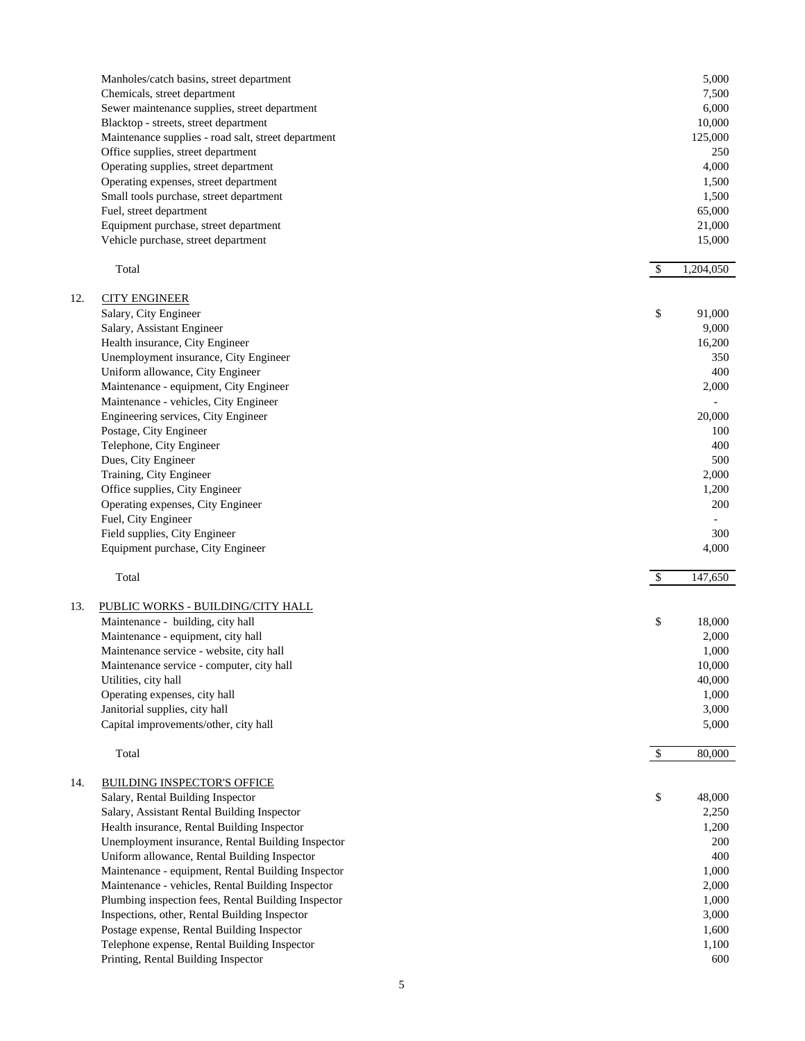| | | |
|---|---|---|
| Manholes/catch basins, street department | | 5,000 |
| Chemicals, street department | | 7,500 |
| Sewer maintenance supplies, street department | | 6,000 |
| Blacktop - streets, street department | | 10,000 |
| Maintenance supplies - road salt, street department | | 125,000 |
| Office supplies, street department | | 250 |
| Operating supplies, street department | | 4,000 |
| Operating expenses, street department | | 1,500 |
| Small tools purchase, street department | | 1,500 |
| Fuel, street department | | 65,000 |
| Equipment purchase, street department | | 21,000 |
| Vehicle purchase, street department | | 15,000 |
| Total | $ | 1,204,050 |

12. CITY ENGINEER

| | | |
|---|---|---|
| Salary, City Engineer | $ | 91,000 |
| Salary, Assistant Engineer | | 9,000 |
| Health insurance, City Engineer | | 16,200 |
| Unemployment insurance, City Engineer | | 350 |
| Uniform allowance, City Engineer | | 400 |
| Maintenance - equipment, City Engineer | | 2,000 |
| Maintenance - vehicles, City Engineer | | - |
| Engineering services, City Engineer | | 20,000 |
| Postage, City Engineer | | 100 |
| Telephone, City Engineer | | 400 |
| Dues, City Engineer | | 500 |
| Training, City Engineer | | 2,000 |
| Office supplies, City Engineer | | 1,200 |
| Operating expenses, City Engineer | | 200 |
| Fuel, City Engineer | | - |
| Field supplies, City Engineer | | 300 |
| Equipment purchase, City Engineer | | 4,000 |
| Total | $ | 147,650 |

13. PUBLIC WORKS - BUILDING/CITY HALL

| | | |
|---|---|---|
| Maintenance - building, city hall | $ | 18,000 |
| Maintenance - equipment, city hall | | 2,000 |
| Maintenance service - website, city hall | | 1,000 |
| Maintenance service - computer, city hall | | 10,000 |
| Utilities, city hall | | 40,000 |
| Operating expenses, city hall | | 1,000 |
| Janitorial supplies, city hall | | 3,000 |
| Capital improvements/other, city hall | | 5,000 |
| Total | $ | 80,000 |

14. BUILDING INSPECTOR'S OFFICE

| | | |
|---|---|---|
| Salary, Rental Building Inspector | $ | 48,000 |
| Salary, Assistant Rental Building Inspector | | 2,250 |
| Health insurance, Rental Building Inspector | | 1,200 |
| Unemployment insurance, Rental Building Inspector | | 200 |
| Uniform allowance, Rental Building Inspector | | 400 |
| Maintenance - equipment, Rental Building Inspector | | 1,000 |
| Maintenance - vehicles, Rental Building Inspector | | 2,000 |
| Plumbing inspection fees, Rental Building Inspector | | 1,000 |
| Inspections, other, Rental Building Inspector | | 3,000 |
| Postage expense, Rental Building Inspector | | 1,600 |
| Telephone expense, Rental Building Inspector | | 1,100 |
| Printing, Rental Building Inspector | | 600 |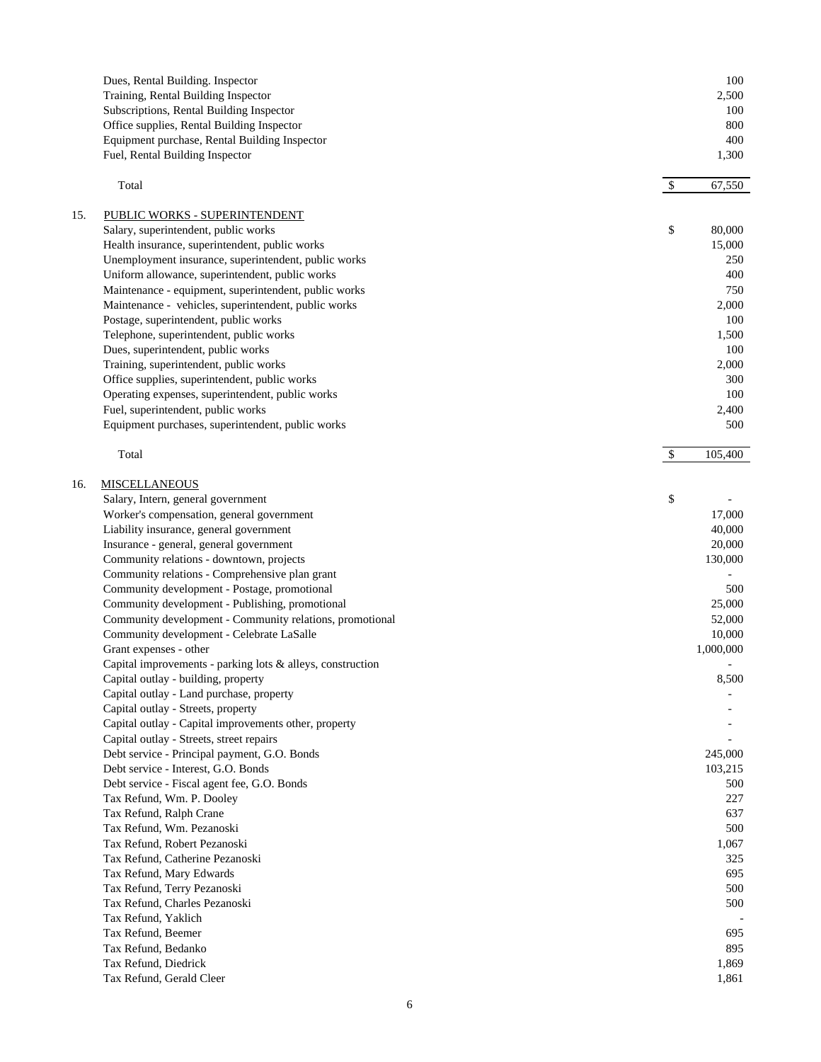| | |
|---|---|
| Dues, Rental Building. Inspector | 100 |
| Training, Rental Building Inspector | 2,500 |
| Subscriptions, Rental Building Inspector | 100 |
| Office supplies, Rental Building Inspector | 800 |
| Equipment purchase, Rental Building Inspector | 400 |
| Fuel, Rental Building Inspector | 1,300 |
| Total | $ 67,550 |

15. PUBLIC WORKS - SUPERINTENDENT

| | |
|---|---|
| Salary, superintendent, public works | $ 80,000 |
| Health insurance, superintendent, public works | 15,000 |
| Unemployment insurance, superintendent, public works | 250 |
| Uniform allowance, superintendent, public works | 400 |
| Maintenance - equipment, superintendent, public works | 750 |
| Maintenance - vehicles, superintendent, public works | 2,000 |
| Postage, superintendent, public works | 100 |
| Telephone, superintendent, public works | 1,500 |
| Dues, superintendent, public works | 100 |
| Training, superintendent, public works | 2,000 |
| Office supplies, superintendent, public works | 300 |
| Operating expenses, superintendent, public works | 100 |
| Fuel, superintendent, public works | 2,400 |
| Equipment purchases, superintendent, public works | 500 |
| Total | $ 105,400 |

16. MISCELLANEOUS

| | |
|---|---|
| Salary, Intern, general government | $ - |
| Worker's compensation, general government | 17,000 |
| Liability insurance, general government | 40,000 |
| Insurance - general, general government | 20,000 |
| Community relations - downtown, projects | 130,000 |
| Community relations - Comprehensive plan grant | - |
| Community development - Postage, promotional | 500 |
| Community development - Publishing, promotional | 25,000 |
| Community development - Community relations, promotional | 52,000 |
| Community development - Celebrate LaSalle | 10,000 |
| Grant expenses - other | 1,000,000 |
| Capital improvements - parking lots & alleys, construction | - |
| Capital outlay - building, property | 8,500 |
| Capital outlay - Land purchase, property | - |
| Capital outlay - Streets, property | - |
| Capital outlay - Capital improvements other, property | - |
| Capital outlay - Streets, street repairs | - |
| Debt service - Principal payment, G.O. Bonds | 245,000 |
| Debt service - Interest, G.O. Bonds | 103,215 |
| Debt service - Fiscal agent fee, G.O. Bonds | 500 |
| Tax Refund, Wm. P. Dooley | 227 |
| Tax Refund, Ralph Crane | 637 |
| Tax Refund, Wm. Pezanoski | 500 |
| Tax Refund, Robert Pezanoski | 1,067 |
| Tax Refund, Catherine Pezanoski | 325 |
| Tax Refund, Mary Edwards | 695 |
| Tax Refund, Terry Pezanoski | 500 |
| Tax Refund, Charles Pezanoski | 500 |
| Tax Refund, Yaklich | - |
| Tax Refund, Beemer | 695 |
| Tax Refund, Bedanko | 895 |
| Tax Refund, Diedrick | 1,869 |
| Tax Refund, Gerald Cleer | 1,861 |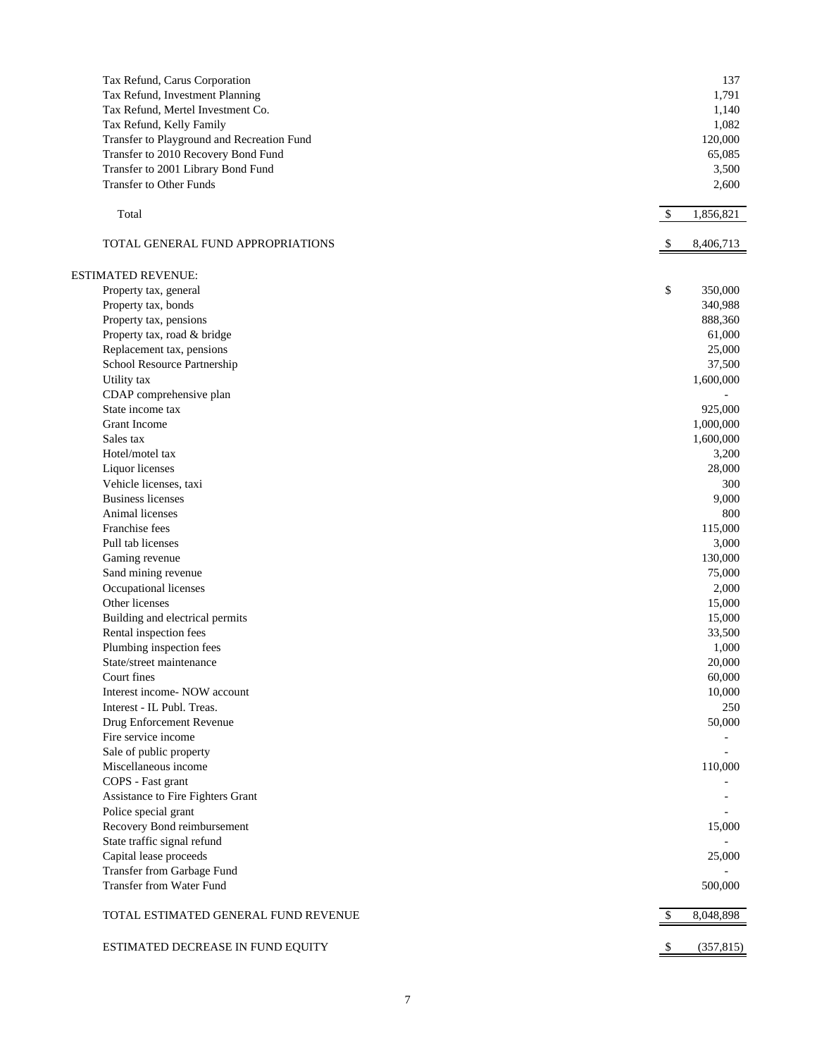| | |
|---|---|
| Tax Refund, Carus Corporation | 137 |
| Tax Refund, Investment Planning | 1,791 |
| Tax Refund, Mertel Investment Co. | 1,140 |
| Tax Refund, Kelly Family | 1,082 |
| Transfer to Playground and Recreation Fund | 120,000 |
| Transfer to 2010 Recovery Bond Fund | 65,085 |
| Transfer to 2001 Library Bond Fund | 3,500 |
| Transfer to Other Funds | 2,600 |
| Total | $ 1,856,821 |
| TOTAL GENERAL FUND APPROPRIATIONS | $ 8,406,713 |

| | |
|---|---|
| **ESTIMATED REVENUE:** | |
| Property tax, general | $ 350,000 |
| Property tax, bonds | 340,988 |
| Property tax, pensions | 888,360 |
| Property tax, road & bridge | 61,000 |
| Replacement tax, pensions | 25,000 |
| School Resource Partnership | 37,500 |
| Utility tax | 1,600,000 |
| CDAP comprehensive plan | - |
| State income tax | 925,000 |
| Grant Income | 1,000,000 |
| Sales tax | 1,600,000 |
| Hotel/motel tax | 3,200 |
| Liquor licenses | 28,000 |
| Vehicle licenses, taxi | 300 |
| Business licenses | 9,000 |
| Animal licenses | 800 |
| Franchise fees | 115,000 |
| Pull tab licenses | 3,000 |
| Gaming revenue | 130,000 |
| Sand mining revenue | 75,000 |
| Occupational licenses | 2,000 |
| Other licenses | 15,000 |
| Building and electrical permits | 15,000 |
| Rental inspection fees | 33,500 |
| Plumbing inspection fees | 1,000 |
| State/street maintenance | 20,000 |
| Court fines | 60,000 |
| Interest income- NOW account | 10,000 |
| Interest - IL Publ. Treas. | 250 |
| Drug Enforcement Revenue | 50,000 |
| Fire service income | - |
| Sale of public property | - |
| Miscellaneous income | 110,000 |
| COPS - Fast grant | - |
| Assistance to Fire Fighters Grant | - |
| Police special grant | - |
| Recovery Bond reimbursement | 15,000 |
| State traffic signal refund | - |
| Capital lease proceeds | 25,000 |
| Transfer from Garbage Fund | - |
| Transfer from Water Fund | 500,000 |
| TOTAL ESTIMATED GENERAL FUND REVENUE | $ 8,048,898 |
| ESTIMATED DECREASE IN FUND EQUITY | $ (357,815) |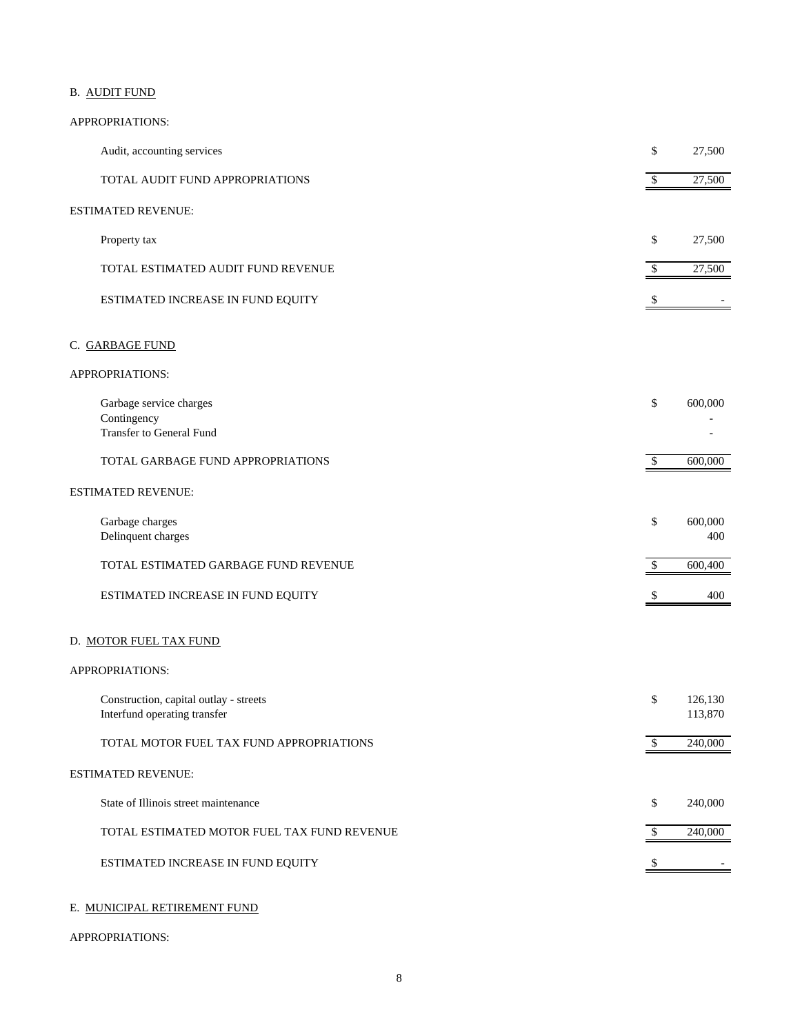B. <u>AUDIT FUND</u>

APPROPRIATIONS:

| | | |
|---|---|---|
| Audit, accounting services | $ | 27,500 |
| TOTAL AUDIT FUND APPROPRIATIONS | $ | 27,500 |

ESTIMATED REVENUE:

| | | |
|---|---|---|
| Property tax | $ | 27,500 |
| TOTAL ESTIMATED AUDIT FUND REVENUE | $ | 27,500 |
| ESTIMATED INCREASE IN FUND EQUITY | $ | - |

C. <u>GARBAGE FUND</u>

APPROPRIATIONS:

| | | |
|---|---|---|
| Garbage service charges | $ | 600,000 |
| Contingency | | - |
| Transfer to General Fund | | - |
| TOTAL GARBAGE FUND APPROPRIATIONS | $ | 600,000 |

ESTIMATED REVENUE:

| | | |
|---|---|---|
| Garbage charges | $ | 600,000 |
| Delinquent charges | | 400 |
| TOTAL ESTIMATED GARBAGE FUND REVENUE | $ | 600,400 |
| ESTIMATED INCREASE IN FUND EQUITY | $ | 400 |

D. <u>MOTOR FUEL TAX FUND</u>

APPROPRIATIONS:

| | | |
|---|---|---|
| Construction, capital outlay - streets | $ | 126,130 |
| Interfund operating transfer | | 113,870 |
| TOTAL MOTOR FUEL TAX FUND APPROPRIATIONS | $ | 240,000 |

ESTIMATED REVENUE:

| | | |
|---|---|---|
| State of Illinois street maintenance | $ | 240,000 |
| TOTAL ESTIMATED MOTOR FUEL TAX FUND REVENUE | $ | 240,000 |
| ESTIMATED INCREASE IN FUND EQUITY | $ | - |

E. <u>MUNICIPAL RETIREMENT FUND</u>

APPROPRIATIONS: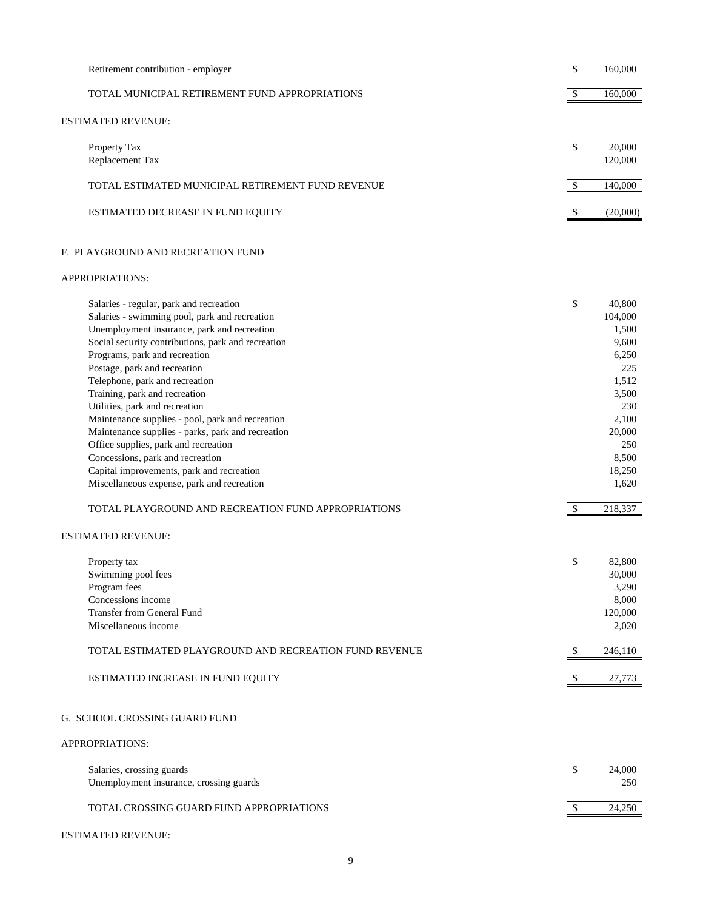| | |
|---|---|
| Retirement contribution - employer | $ 160,000 |
| TOTAL MUNICIPAL RETIREMENT FUND APPROPRIATIONS | $ 160,000 |

ESTIMATED REVENUE:

| | |
|---|---|
| Property Tax | $ 20,000 |
| Replacement Tax | 120,000 |
| TOTAL ESTIMATED MUNICIPAL RETIREMENT FUND REVENUE | $ 140,000 |
| ESTIMATED DECREASE IN FUND EQUITY | $ (20,000) |

F. PLAYGROUND AND RECREATION FUND

APPROPRIATIONS:

| | |
|---|---|
| Salaries - regular, park and recreation | $ 40,800 |
| Salaries - swimming pool, park and recreation | 104,000 |
| Unemployment insurance, park and recreation | 1,500 |
| Social security contributions, park and recreation | 9,600 |
| Programs, park and recreation | 6,250 |
| Postage, park and recreation | 225 |
| Telephone, park and recreation | 1,512 |
| Training, park and recreation | 3,500 |
| Utilities, park and recreation | 230 |
| Maintenance supplies - pool, park and recreation | 2,100 |
| Maintenance supplies - parks, park and recreation | 20,000 |
| Office supplies, park and recreation | 250 |
| Concessions, park and recreation | 8,500 |
| Capital improvements, park and recreation | 18,250 |
| Miscellaneous expense, park and recreation | 1,620 |
| TOTAL PLAYGROUND AND RECREATION FUND APPROPRIATIONS | $ 218,337 |

ESTIMATED REVENUE:

| | |
|---|---|
| Property tax | $ 82,800 |
| Swimming pool fees | 30,000 |
| Program fees | 3,290 |
| Concessions income | 8,000 |
| Transfer from General Fund | 120,000 |
| Miscellaneous income | 2,020 |
| TOTAL ESTIMATED PLAYGROUND AND RECREATION FUND REVENUE | $ 246,110 |
| ESTIMATED INCREASE IN FUND EQUITY | $ 27,773 |

G. SCHOOL CROSSING GUARD FUND

APPROPRIATIONS:

| | |
|---|---|
| Salaries, crossing guards | $ 24,000 |
| Unemployment insurance, crossing guards | 250 |
| TOTAL CROSSING GUARD FUND APPROPRIATIONS | $ 24,250 |

ESTIMATED REVENUE: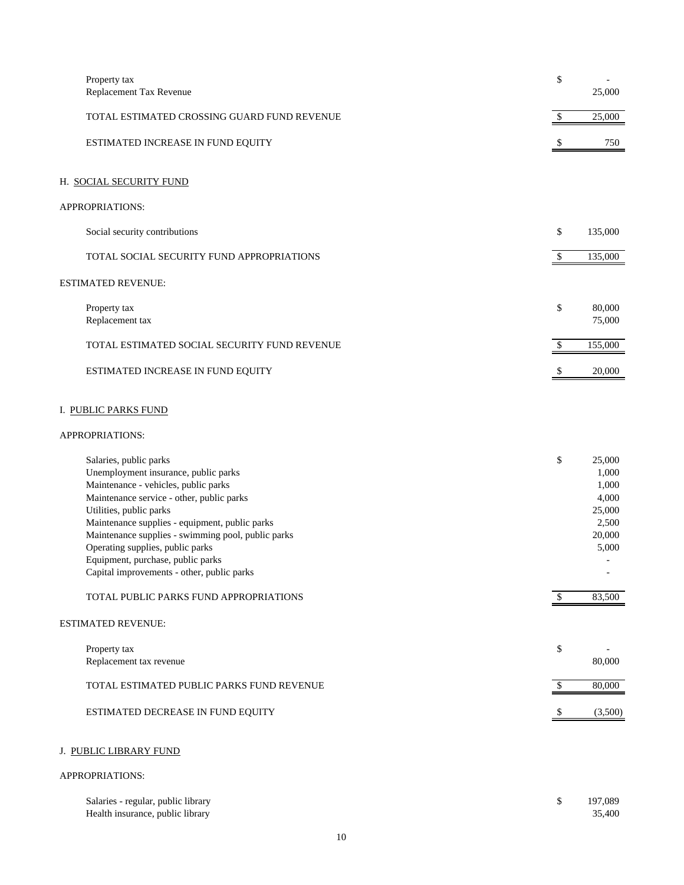| | | |
|---|---|---|
| Property tax | $ | - |
| Replacement Tax Revenue | | 25,000 |
| TOTAL ESTIMATED CROSSING GUARD FUND REVENUE | $ | 25,000 |
| ESTIMATED INCREASE IN FUND EQUITY | $ | 750 |

## H. SOCIAL SECURITY FUND

APPROPRIATIONS:

| | | |
|---|---|---|
| Social security contributions | $ | 135,000 |
| TOTAL SOCIAL SECURITY FUND APPROPRIATIONS | $ | 135,000 |

ESTIMATED REVENUE:

| | | |
|---|---|---|
| Property tax | $ | 80,000 |
| Replacement tax | | 75,000 |
| TOTAL ESTIMATED SOCIAL SECURITY FUND REVENUE | $ | 155,000 |
| ESTIMATED INCREASE IN FUND EQUITY | $ | 20,000 |

## I. PUBLIC PARKS FUND

APPROPRIATIONS:

| | | |
|---|---|---|
| Salaries, public parks | $ | 25,000 |
| Unemployment insurance, public parks | | 1,000 |
| Maintenance - vehicles, public parks | | 1,000 |
| Maintenance service - other, public parks | | 4,000 |
| Utilities, public parks | | 25,000 |
| Maintenance supplies - equipment, public parks | | 2,500 |
| Maintenance supplies - swimming pool, public parks | | 20,000 |
| Operating supplies, public parks | | 5,000 |
| Equipment, purchase, public parks | | - |
| Capital improvements - other, public parks | | - |
| TOTAL PUBLIC PARKS FUND APPROPRIATIONS | $ | 83,500 |

ESTIMATED REVENUE:

| | | |
|---|---|---|
| Property tax | $ | - |
| Replacement tax revenue | | 80,000 |
| TOTAL ESTIMATED PUBLIC PARKS FUND REVENUE | $ | 80,000 |
| ESTIMATED DECREASE IN FUND EQUITY | $ | (3,500) |

## J. PUBLIC LIBRARY FUND

APPROPRIATIONS:

| | | |
|---|---|---|
| Salaries - regular, public library | $ | 197,089 |
| Health insurance, public library | | 35,400 |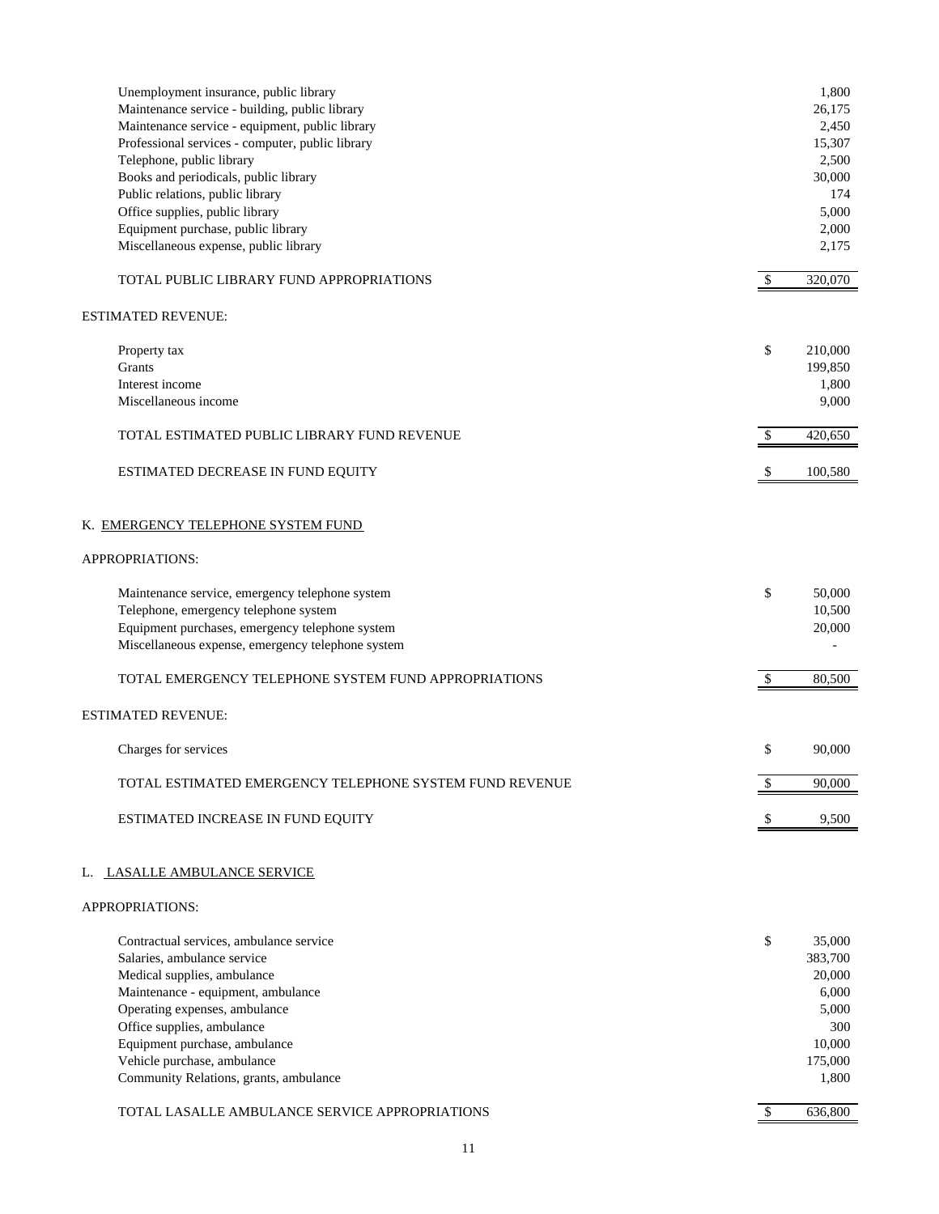| | |
|---|---|
| Unemployment insurance, public library | 1,800 |
| Maintenance service - building, public library | 26,175 |
| Maintenance service - equipment, public library | 2,450 |
| Professional services - computer, public library | 15,307 |
| Telephone, public library | 2,500 |
| Books and periodicals, public library | 30,000 |
| Public relations, public library | 174 |
| Office supplies, public library | 5,000 |
| Equipment purchase, public library | 2,000 |
| Miscellaneous expense, public library | 2,175 |
| TOTAL PUBLIC LIBRARY FUND APPROPRIATIONS | $ 320,070 |

ESTIMATED REVENUE:

| | |
|---|---|
| Property tax | $ 210,000 |
| Grants | 199,850 |
| Interest income | 1,800 |
| Miscellaneous income | 9,000 |
| TOTAL ESTIMATED PUBLIC LIBRARY FUND REVENUE | $ 420,650 |
| ESTIMATED DECREASE IN FUND EQUITY | $ 100,580 |

K. EMERGENCY TELEPHONE SYSTEM FUND

APPROPRIATIONS:

| | |
|---|---|
| Maintenance service, emergency telephone system | $ 50,000 |
| Telephone, emergency telephone system | 10,500 |
| Equipment purchases, emergency telephone system | 20,000 |
| Miscellaneous expense, emergency telephone system | - |
| TOTAL EMERGENCY TELEPHONE SYSTEM FUND APPROPRIATIONS | $ 80,500 |

ESTIMATED REVENUE:

| | |
|---|---|
| Charges for services | $ 90,000 |
| TOTAL ESTIMATED EMERGENCY TELEPHONE SYSTEM FUND REVENUE | $ 90,000 |
| ESTIMATED INCREASE IN FUND EQUITY | $ 9,500 |

L. LASALLE AMBULANCE SERVICE

APPROPRIATIONS:

| | |
|---|---|
| Contractual services, ambulance service | $ 35,000 |
| Salaries, ambulance service | 383,700 |
| Medical supplies, ambulance | 20,000 |
| Maintenance - equipment, ambulance | 6,000 |
| Operating expenses, ambulance | 5,000 |
| Office supplies, ambulance | 300 |
| Equipment purchase, ambulance | 10,000 |
| Vehicle purchase, ambulance | 175,000 |
| Community Relations, grants, ambulance | 1,800 |
| TOTAL LASALLE AMBULANCE SERVICE APPROPRIATIONS | $ 636,800 |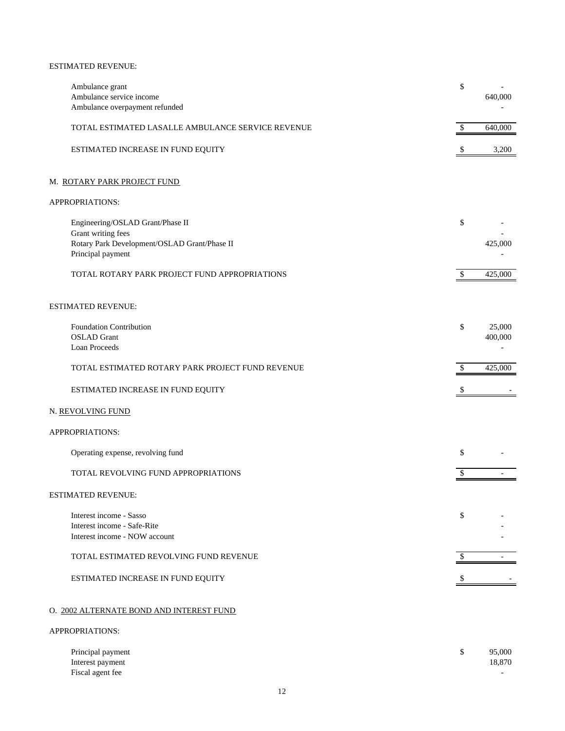ESTIMATED REVENUE:

| | |
|---|---|
| Ambulance grant | $ - |
| Ambulance service income | 640,000 |
| Ambulance overpayment refunded | - |
| TOTAL ESTIMATED LASALLE AMBULANCE SERVICE REVENUE | $ 640,000 |
| ESTIMATED INCREASE IN FUND EQUITY | $ 3,200 |

## M. ROTARY PARK PROJECT FUND

APPROPRIATIONS:

| | |
|---|---|
| Engineering/OSLAD Grant/Phase II | $ - |
| Grant writing fees | - |
| Rotary Park Development/OSLAD Grant/Phase II | 425,000 |
| Principal payment | - |
| TOTAL ROTARY PARK PROJECT FUND APPROPRIATIONS | $ 425,000 |

ESTIMATED REVENUE:

| | |
|---|---|
| Foundation Contribution | $ 25,000 |
| OSLAD Grant | 400,000 |
| Loan Proceeds | - |
| TOTAL ESTIMATED ROTARY PARK PROJECT FUND REVENUE | $ 425,000 |
| ESTIMATED INCREASE IN FUND EQUITY | $ - |

## N. REVOLVING FUND

APPROPRIATIONS:

| | |
|---|---|
| Operating expense, revolving fund | $ - |
| TOTAL REVOLVING FUND APPROPRIATIONS | $ - |

ESTIMATED REVENUE:

| | |
|---|---|
| Interest income - Sasso | $ - |
| Interest income - Safe-Rite | - |
| Interest income - NOW account | - |
| TOTAL ESTIMATED REVOLVING FUND REVENUE | $ - |
| ESTIMATED INCREASE IN FUND EQUITY | $ - |

## O. 2002 ALTERNATE BOND AND INTEREST FUND

APPROPRIATIONS:

| | |
|---|---|
| Principal payment | $ 95,000 |
| Interest payment | 18,870 |
| Fiscal agent fee | - |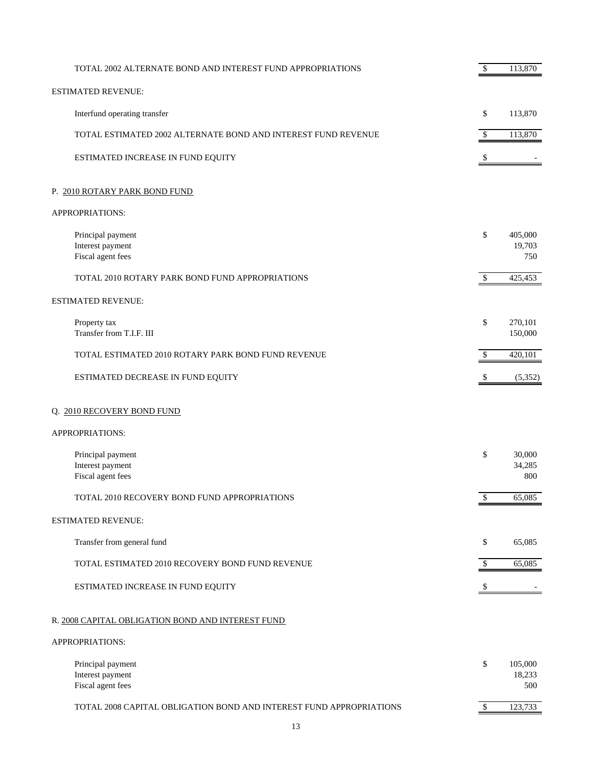| | | |
|---|---|---|
| TOTAL 2002 ALTERNATE BOND AND INTEREST FUND APPROPRIATIONS | $ | 113,870 |
| **ESTIMATED REVENUE:** | | |
| Interfund operating transfer | $ | 113,870 |
| TOTAL ESTIMATED 2002 ALTERNATE BOND AND INTEREST FUND REVENUE | $ | 113,870 |
| ESTIMATED INCREASE IN FUND EQUITY | $ | - |

## P. 2010 ROTARY PARK BOND FUND

| | | |
|---|---|---|
| **APPROPRIATIONS:** | | |
| Principal payment | $ | 405,000 |
| Interest payment | | 19,703 |
| Fiscal agent fees | | 750 |
| TOTAL 2010 ROTARY PARK BOND FUND APPROPRIATIONS | $ | 425,453 |
| **ESTIMATED REVENUE:** | | |
| Property tax | $ | 270,101 |
| Transfer from T.I.F. III | | 150,000 |
| TOTAL ESTIMATED 2010 ROTARY PARK BOND FUND REVENUE | $ | 420,101 |
| ESTIMATED DECREASE IN FUND EQUITY | $ | (5,352) |

## Q. 2010 RECOVERY BOND FUND

| | | |
|---|---|---|
| **APPROPRIATIONS:** | | |
| Principal payment | $ | 30,000 |
| Interest payment | | 34,285 |
| Fiscal agent fees | | 800 |
| TOTAL 2010 RECOVERY BOND FUND APPROPRIATIONS | $ | 65,085 |
| **ESTIMATED REVENUE:** | | |
| Transfer from general fund | $ | 65,085 |
| TOTAL ESTIMATED 2010 RECOVERY BOND FUND REVENUE | $ | 65,085 |
| ESTIMATED INCREASE IN FUND EQUITY | $ | - |

## R. 2008 CAPITAL OBLIGATION BOND AND INTEREST FUND

| | | |
|---|---|---|
| **APPROPRIATIONS:** | | |
| Principal payment | $ | 105,000 |
| Interest payment | | 18,233 |
| Fiscal agent fees | | 500 |
| TOTAL 2008 CAPITAL OBLIGATION BOND AND INTEREST FUND APPROPRIATIONS | $ | 123,733 |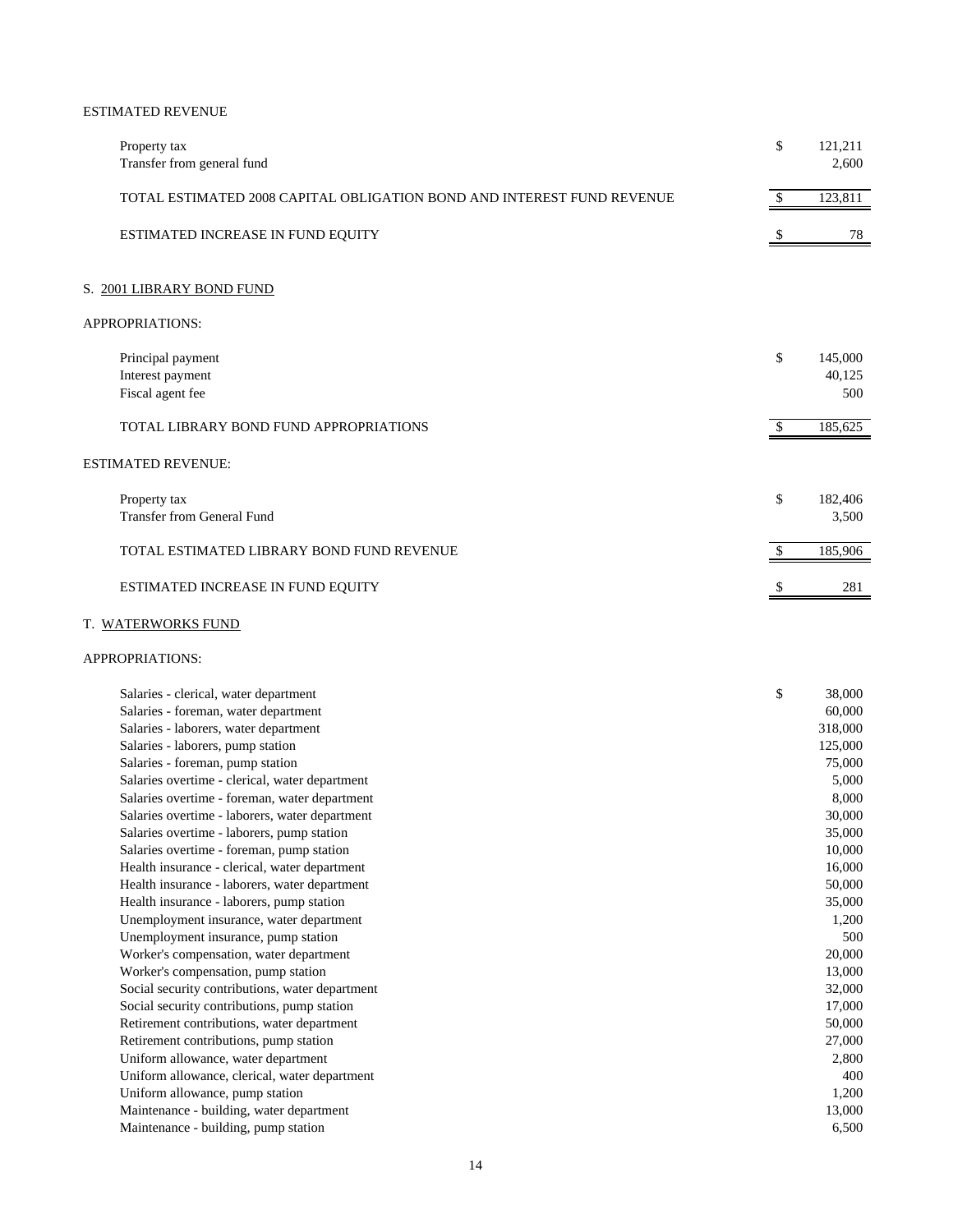ESTIMATED REVENUE

| | | |
|---|---|---|
| Property tax | $ | 121,211 |
| Transfer from general fund | | 2,600 |
| TOTAL ESTIMATED 2008 CAPITAL OBLIGATION BOND AND INTEREST FUND REVENUE | $ | 123,811 |
| ESTIMATED INCREASE IN FUND EQUITY | $ | 78 |

## S. 2001 LIBRARY BOND FUND

APPROPRIATIONS:

| | | |
|---|---|---|
| Principal payment | $ | 145,000 |
| Interest payment | | 40,125 |
| Fiscal agent fee | | 500 |
| TOTAL LIBRARY BOND FUND APPROPRIATIONS | $ | 185,625 |

ESTIMATED REVENUE:

| | | |
|---|---|---|
| Property tax | $ | 182,406 |
| Transfer from General Fund | | 3,500 |
| TOTAL ESTIMATED LIBRARY BOND FUND REVENUE | $ | 185,906 |
| ESTIMATED INCREASE IN FUND EQUITY | $ | 281 |

## T. WATERWORKS FUND

APPROPRIATIONS:

| | | |
|---|---|---|
| Salaries - clerical, water department | $ | 38,000 |
| Salaries - foreman, water department | | 60,000 |
| Salaries - laborers, water department | | 318,000 |
| Salaries - laborers, pump station | | 125,000 |
| Salaries - foreman, pump station | | 75,000 |
| Salaries overtime - clerical, water department | | 5,000 |
| Salaries overtime - foreman, water department | | 8,000 |
| Salaries overtime - laborers, water department | | 30,000 |
| Salaries overtime - laborers, pump station | | 35,000 |
| Salaries overtime - foreman, pump station | | 10,000 |
| Health insurance - clerical, water department | | 16,000 |
| Health insurance - laborers, water department | | 50,000 |
| Health insurance - laborers, pump station | | 35,000 |
| Unemployment insurance, water department | | 1,200 |
| Unemployment insurance, pump station | | 500 |
| Worker's compensation, water department | | 20,000 |
| Worker's compensation, pump station | | 13,000 |
| Social security contributions, water department | | 32,000 |
| Social security contributions, pump station | | 17,000 |
| Retirement contributions, water department | | 50,000 |
| Retirement contributions, pump station | | 27,000 |
| Uniform allowance, water department | | 2,800 |
| Uniform allowance, clerical, water department | | 400 |
| Uniform allowance, pump station | | 1,200 |
| Maintenance - building, water department | | 13,000 |
| Maintenance - building, pump station | | 6,500 |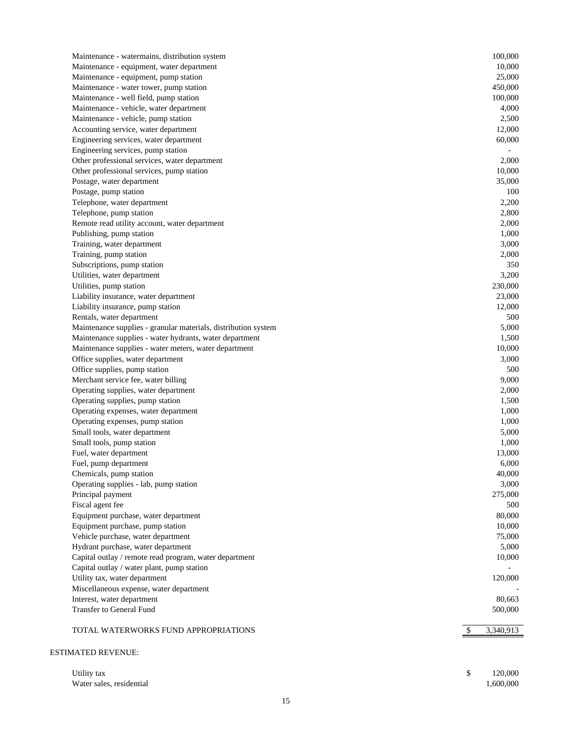| | |
|---|---:|
| Maintenance - watermains, distribution system | 100,000 |
| Maintenance - equipment, water department | 10,000 |
| Maintenance - equipment, pump station | 25,000 |
| Maintenance - water tower, pump station | 450,000 |
| Maintenance - well field, pump station | 100,000 |
| Maintenance - vehicle, water department | 4,000 |
| Maintenance - vehicle, pump station | 2,500 |
| Accounting service, water department | 12,000 |
| Engineering services, water department | 60,000 |
| Engineering services, pump station | - |
| Other professional services, water department | 2,000 |
| Other professional services, pump station | 10,000 |
| Postage, water department | 35,000 |
| Postage, pump station | 100 |
| Telephone, water department | 2,200 |
| Telephone, pump station | 2,800 |
| Remote read utility account, water department | 2,000 |
| Publishing, pump station | 1,000 |
| Training, water department | 3,000 |
| Training, pump station | 2,000 |
| Subscriptions, pump station | 350 |
| Utilities, water department | 3,200 |
| Utilities, pump station | 230,000 |
| Liability insurance, water department | 23,000 |
| Liability insurance, pump station | 12,000 |
| Rentals, water department | 500 |
| Maintenance supplies - granular materials, distribution system | 5,000 |
| Maintenance supplies - water hydrants, water department | 1,500 |
| Maintenance supplies - water meters, water department | 10,000 |
| Office supplies, water department | 3,000 |
| Office supplies, pump station | 500 |
| Merchant service fee, water billing | 9,000 |
| Operating supplies, water department | 2,000 |
| Operating supplies, pump station | 1,500 |
| Operating expenses, water department | 1,000 |
| Operating expenses, pump station | 1,000 |
| Small tools, water department | 5,000 |
| Small tools, pump station | 1,000 |
| Fuel, water department | 13,000 |
| Fuel, pump department | 6,000 |
| Chemicals, pump station | 40,000 |
| Operating supplies - lab, pump station | 3,000 |
| Principal payment | 275,000 |
| Fiscal agent fee | 500 |
| Equipment purchase, water department | 80,000 |
| Equipment purchase, pump station | 10,000 |
| Vehicle purchase, water department | 75,000 |
| Hydrant purchase, water department | 5,000 |
| Capital outlay / remote read program, water department | 10,000 |
| Capital outlay / water plant, pump station | - |
| Utility tax, water department | 120,000 |
| Miscellaneous expense, water department | - |
| Interest, water department | 80,663 |
| Transfer to General Fund | 500,000 |
| TOTAL WATERWORKS FUND APPROPRIATIONS | $ 3,340,913 |

ESTIMATED REVENUE:

| | |
|---|---:|
| Utility tax | $ 120,000 |
| Water sales, residential | 1,600,000 |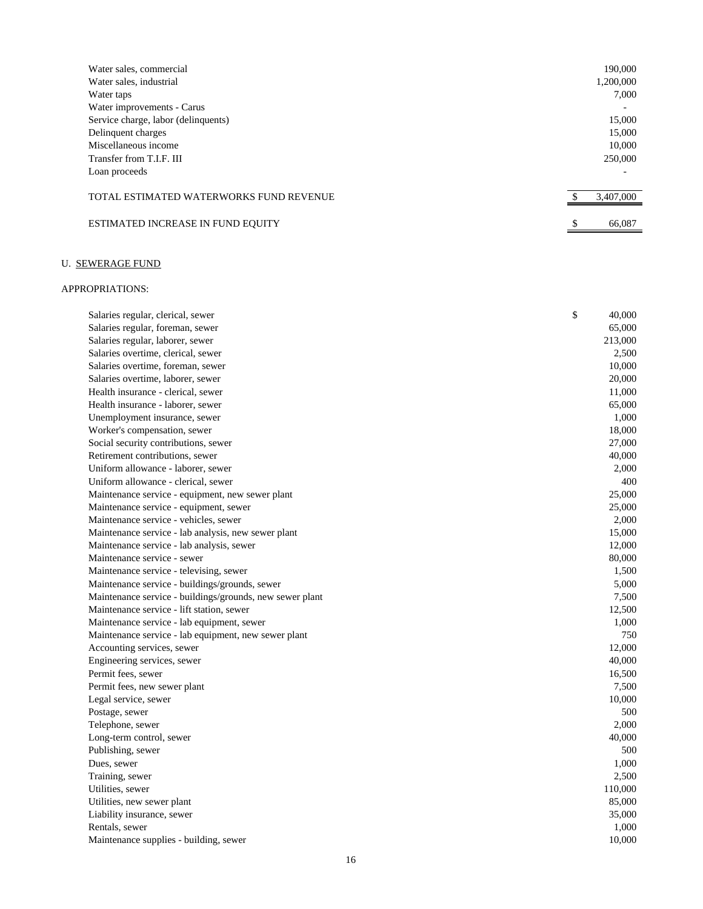| | |
|---|---|
| Water sales, commercial | 190,000 |
| Water sales, industrial | 1,200,000 |
| Water taps | 7,000 |
| Water improvements - Carus | - |
| Service charge, labor (delinquents) | 15,000 |
| Delinquent charges | 15,000 |
| Miscellaneous income | 10,000 |
| Transfer from T.I.F. III | 250,000 |
| Loan proceeds | - |
| TOTAL ESTIMATED WATERWORKS FUND REVENUE | $ 3,407,000 |
| ESTIMATED INCREASE IN FUND EQUITY | $ 66,087 |

U. SEWERAGE FUND

APPROPRIATIONS:

| | |
|---|---|
| Salaries regular, clerical, sewer | $ 40,000 |
| Salaries regular, foreman, sewer | 65,000 |
| Salaries regular, laborer, sewer | 213,000 |
| Salaries overtime, clerical, sewer | 2,500 |
| Salaries overtime, foreman, sewer | 10,000 |
| Salaries overtime, laborer, sewer | 20,000 |
| Health insurance - clerical, sewer | 11,000 |
| Health insurance - laborer, sewer | 65,000 |
| Unemployment insurance, sewer | 1,000 |
| Worker's compensation, sewer | 18,000 |
| Social security contributions, sewer | 27,000 |
| Retirement contributions, sewer | 40,000 |
| Uniform allowance - laborer, sewer | 2,000 |
| Uniform allowance - clerical, sewer | 400 |
| Maintenance service - equipment, new sewer plant | 25,000 |
| Maintenance service - equipment, sewer | 25,000 |
| Maintenance service - vehicles, sewer | 2,000 |
| Maintenance service - lab analysis, new sewer plant | 15,000 |
| Maintenance service - lab analysis, sewer | 12,000 |
| Maintenance service - sewer | 80,000 |
| Maintenance service - televising, sewer | 1,500 |
| Maintenance service - buildings/grounds, sewer | 5,000 |
| Maintenance service - buildings/grounds, new sewer plant | 7,500 |
| Maintenance service - lift station, sewer | 12,500 |
| Maintenance service - lab equipment, sewer | 1,000 |
| Maintenance service - lab equipment, new sewer plant | 750 |
| Accounting services, sewer | 12,000 |
| Engineering services, sewer | 40,000 |
| Permit fees, sewer | 16,500 |
| Permit fees, new sewer plant | 7,500 |
| Legal service, sewer | 10,000 |
| Postage, sewer | 500 |
| Telephone, sewer | 2,000 |
| Long-term control, sewer | 40,000 |
| Publishing, sewer | 500 |
| Dues, sewer | 1,000 |
| Training, sewer | 2,500 |
| Utilities, sewer | 110,000 |
| Utilities, new sewer plant | 85,000 |
| Liability insurance, sewer | 35,000 |
| Rentals, sewer | 1,000 |
| Maintenance supplies - building, sewer | 10,000 |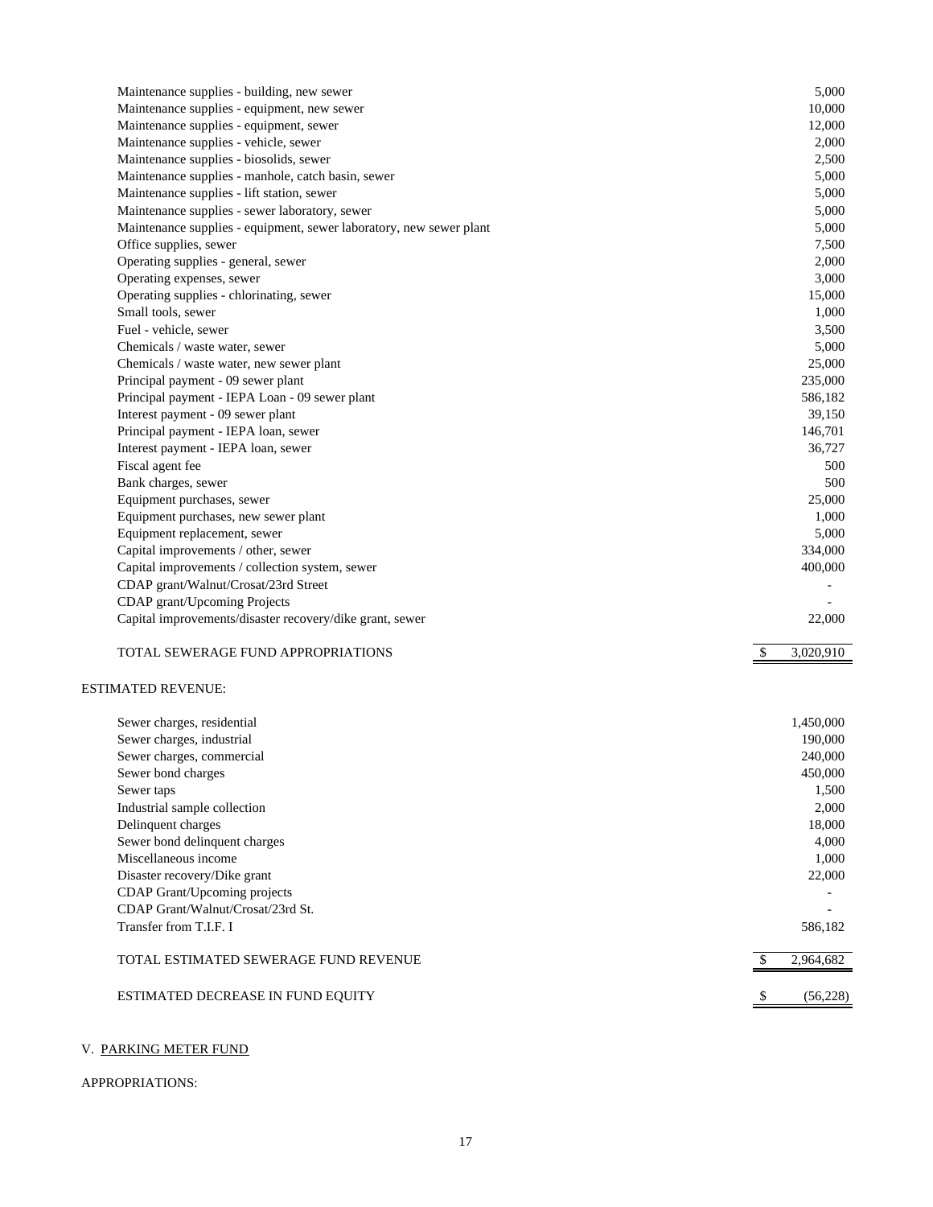| Item | Amount |
|---|---|
| Maintenance supplies - building, new sewer | 5,000 |
| Maintenance supplies - equipment, new sewer | 10,000 |
| Maintenance supplies - equipment, sewer | 12,000 |
| Maintenance supplies - vehicle, sewer | 2,000 |
| Maintenance supplies - biosolids, sewer | 2,500 |
| Maintenance supplies - manhole, catch basin, sewer | 5,000 |
| Maintenance supplies - lift station, sewer | 5,000 |
| Maintenance supplies - sewer laboratory, sewer | 5,000 |
| Maintenance supplies - equipment, sewer laboratory, new sewer plant | 5,000 |
| Office supplies, sewer | 7,500 |
| Operating supplies - general, sewer | 2,000 |
| Operating expenses, sewer | 3,000 |
| Operating supplies - chlorinating, sewer | 15,000 |
| Small tools, sewer | 1,000 |
| Fuel - vehicle, sewer | 3,500 |
| Chemicals / waste water, sewer | 5,000 |
| Chemicals / waste water, new sewer plant | 25,000 |
| Principal payment - 09 sewer plant | 235,000 |
| Principal payment - IEPA Loan - 09 sewer plant | 586,182 |
| Interest payment - 09 sewer plant | 39,150 |
| Principal payment - IEPA loan, sewer | 146,701 |
| Interest payment - IEPA loan, sewer | 36,727 |
| Fiscal agent fee | 500 |
| Bank charges, sewer | 500 |
| Equipment purchases, sewer | 25,000 |
| Equipment purchases, new sewer plant | 1,000 |
| Equipment replacement, sewer | 5,000 |
| Capital improvements / other, sewer | 334,000 |
| Capital improvements / collection system, sewer | 400,000 |
| CDAP grant/Walnut/Crosat/23rd Street | - |
| CDAP grant/Upcoming Projects | - |
| Capital improvements/disaster recovery/dike grant, sewer | 22,000 |
| TOTAL SEWERAGE FUND APPROPRIATIONS | $ 3,020,910 |

ESTIMATED REVENUE:

| Item | Amount |
|---|---|
| Sewer charges, residential | 1,450,000 |
| Sewer charges, industrial | 190,000 |
| Sewer charges, commercial | 240,000 |
| Sewer bond charges | 450,000 |
| Sewer taps | 1,500 |
| Industrial sample collection | 2,000 |
| Delinquent charges | 18,000 |
| Sewer bond delinquent charges | 4,000 |
| Miscellaneous income | 1,000 |
| Disaster recovery/Dike grant | 22,000 |
| CDAP Grant/Upcoming projects | - |
| CDAP Grant/Walnut/Crosat/23rd St. | - |
| Transfer from T.I.F. I | 586,182 |
| TOTAL ESTIMATED SEWERAGE FUND REVENUE | $ 2,964,682 |
| ESTIMATED DECREASE IN FUND EQUITY | $ (56,228) |

V. PARKING METER FUND

APPROPRIATIONS: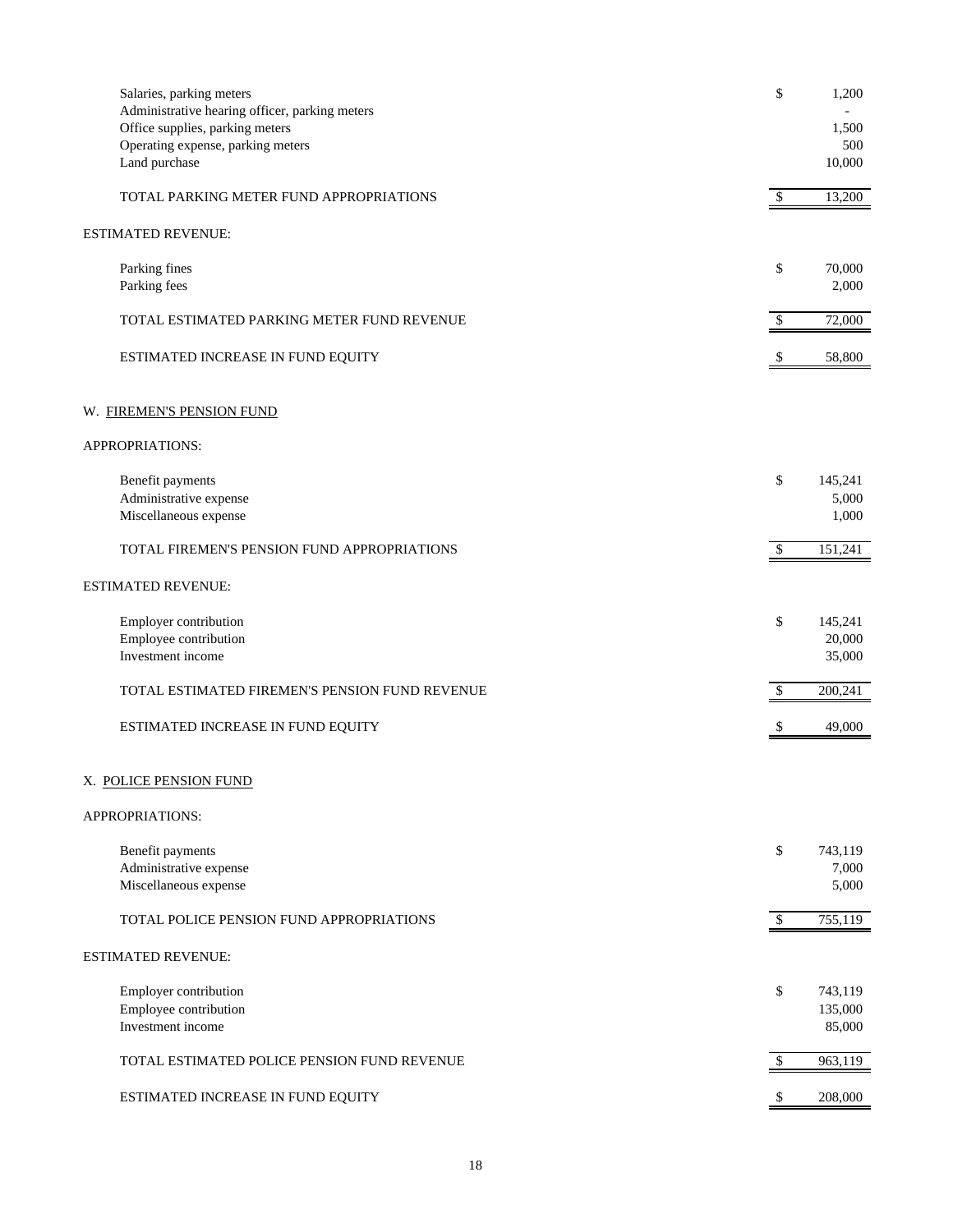| | |
|---|---|
| Salaries, parking meters | $ 1,200 |
| Administrative hearing officer, parking meters | - |
| Office supplies, parking meters | 1,500 |
| Operating expense, parking meters | 500 |
| Land purchase | 10,000 |
| TOTAL PARKING METER FUND APPROPRIATIONS | $ 13,200 |

ESTIMATED REVENUE:

| | |
|---|---|
| Parking fines | $ 70,000 |
| Parking fees | 2,000 |
| TOTAL ESTIMATED PARKING METER FUND REVENUE | $ 72,000 |
| ESTIMATED INCREASE IN FUND EQUITY | $ 58,800 |

W. FIREMEN'S PENSION FUND

APPROPRIATIONS:

| | |
|---|---|
| Benefit payments | $ 145,241 |
| Administrative expense | 5,000 |
| Miscellaneous expense | 1,000 |
| TOTAL FIREMEN'S PENSION FUND APPROPRIATIONS | $ 151,241 |

ESTIMATED REVENUE:

| | |
|---|---|
| Employer contribution | $ 145,241 |
| Employee contribution | 20,000 |
| Investment income | 35,000 |
| TOTAL ESTIMATED FIREMEN'S PENSION FUND REVENUE | $ 200,241 |
| ESTIMATED INCREASE IN FUND EQUITY | $ 49,000 |

X. POLICE PENSION FUND

APPROPRIATIONS:

| | |
|---|---|
| Benefit payments | $ 743,119 |
| Administrative expense | 7,000 |
| Miscellaneous expense | 5,000 |
| TOTAL POLICE PENSION FUND APPROPRIATIONS | $ 755,119 |

ESTIMATED REVENUE:

| | |
|---|---|
| Employer contribution | $ 743,119 |
| Employee contribution | 135,000 |
| Investment income | 85,000 |
| TOTAL ESTIMATED POLICE PENSION FUND REVENUE | $ 963,119 |
| ESTIMATED INCREASE IN FUND EQUITY | $ 208,000 |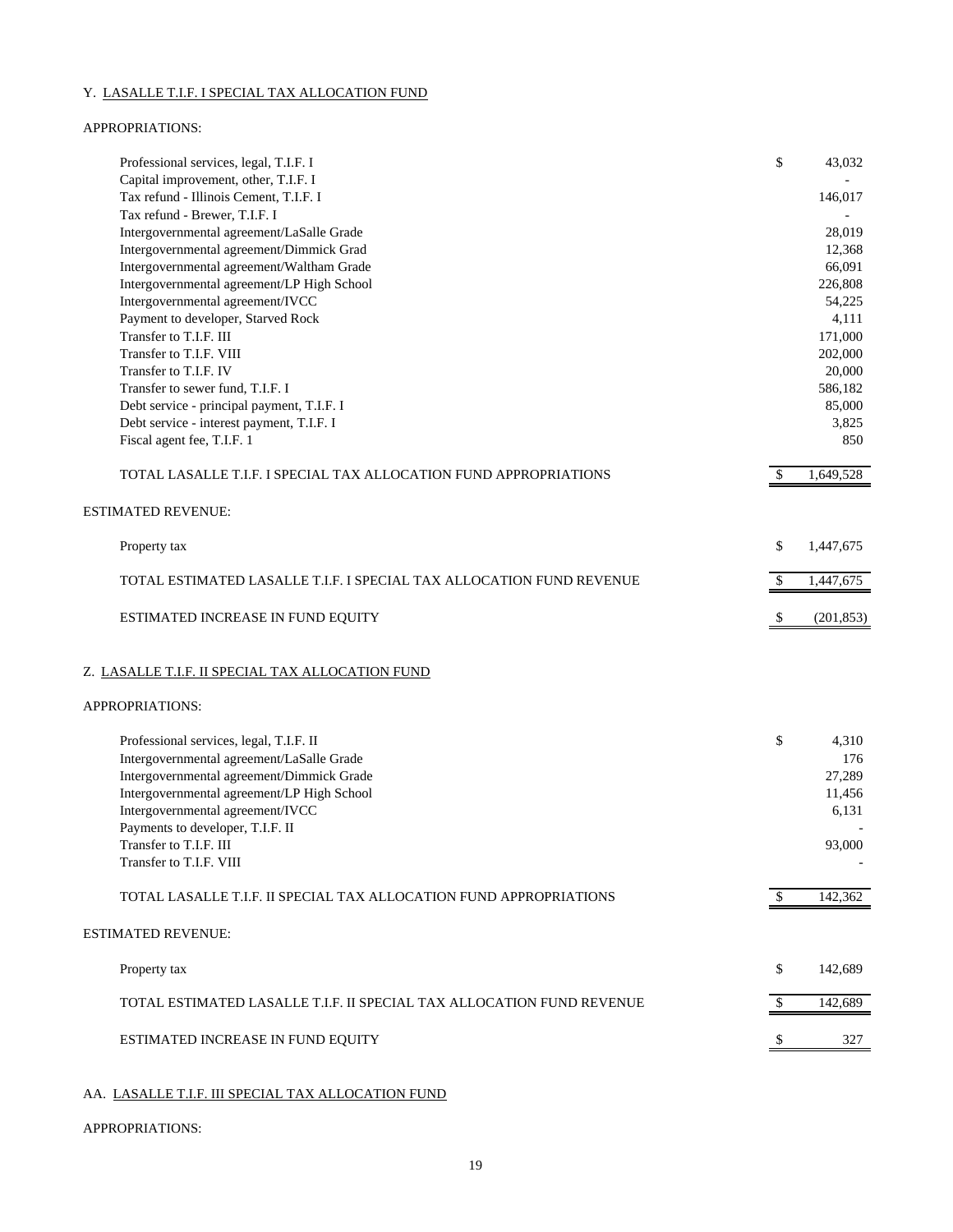Y. <u>LASALLE T.I.F. I SPECIAL TAX ALLOCATION FUND</u>

APPROPRIATIONS:

| | |
|---|---|
| Professional services, legal, T.I.F. I | $ 43,032 |
| Capital improvement, other, T.I.F. I | - |
| Tax refund - Illinois Cement, T.I.F. I | 146,017 |
| Tax refund - Brewer, T.I.F. I | - |
| Intergovernmental agreement/LaSalle Grade | 28,019 |
| Intergovernmental agreement/Dimmick Grad | 12,368 |
| Intergovernmental agreement/Waltham Grade | 66,091 |
| Intergovernmental agreement/LP High School | 226,808 |
| Intergovernmental agreement/IVCC | 54,225 |
| Payment to developer, Starved Rock | 4,111 |
| Transfer to T.I.F. III | 171,000 |
| Transfer to T.I.F. VIII | 202,000 |
| Transfer to T.I.F. IV | 20,000 |
| Transfer to sewer fund, T.I.F. I | 586,182 |
| Debt service - principal payment, T.I.F. I | 85,000 |
| Debt service - interest payment, T.I.F. I | 3,825 |
| Fiscal agent fee, T.I.F. 1 | 850 |
| TOTAL LASALLE T.I.F. I SPECIAL TAX ALLOCATION FUND APPROPRIATIONS | $ 1,649,528 |

ESTIMATED REVENUE:

| | |
|---|---|
| Property tax | $ 1,447,675 |
| TOTAL ESTIMATED LASALLE T.I.F. I SPECIAL TAX ALLOCATION FUND REVENUE | $ 1,447,675 |
| ESTIMATED INCREASE IN FUND EQUITY | $ (201,853) |

Z. <u>LASALLE T.I.F. II SPECIAL TAX ALLOCATION FUND</u>

APPROPRIATIONS:

| | |
|---|---|
| Professional services, legal, T.I.F. II | $ 4,310 |
| Intergovernmental agreement/LaSalle Grade | 176 |
| Intergovernmental agreement/Dimmick Grade | 27,289 |
| Intergovernmental agreement/LP High School | 11,456 |
| Intergovernmental agreement/IVCC | 6,131 |
| Payments to developer, T.I.F. II | - |
| Transfer to T.I.F. III | 93,000 |
| Transfer to T.I.F. VIII | - |
| TOTAL LASALLE T.I.F. II SPECIAL TAX ALLOCATION FUND APPROPRIATIONS | $ 142,362 |

ESTIMATED REVENUE:

| | |
|---|---|
| Property tax | $ 142,689 |
| TOTAL ESTIMATED LASALLE T.I.F. II SPECIAL TAX ALLOCATION FUND REVENUE | $ 142,689 |
| ESTIMATED INCREASE IN FUND EQUITY | $ 327 |

AA. <u>LASALLE T.I.F. III SPECIAL TAX ALLOCATION FUND</u>

APPROPRIATIONS: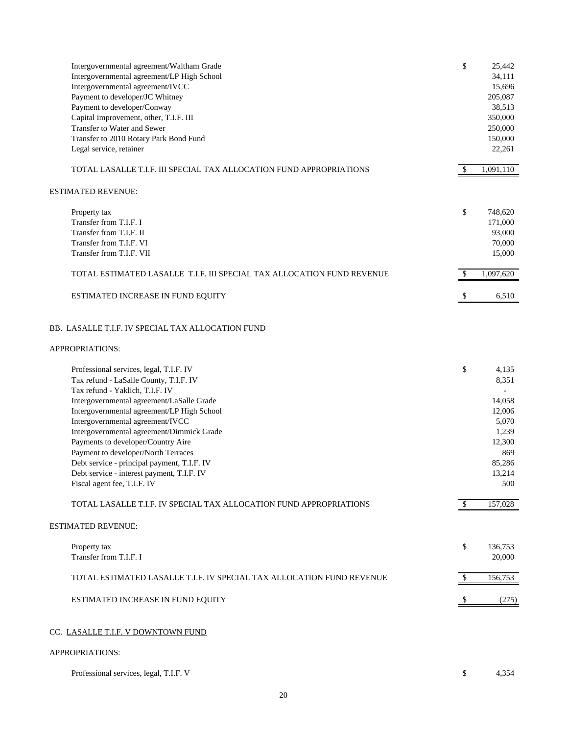| | |
|---|---|
| Intergovernmental agreement/Waltham Grade | $ 25,442 |
| Intergovernmental agreement/LP High School | 34,111 |
| Intergovernmental agreement/IVCC | 15,696 |
| Payment to developer/JC Whitney | 205,087 |
| Payment to developer/Conway | 38,513 |
| Capital improvement, other, T.I.F. III | 350,000 |
| Transfer to Water and Sewer | 250,000 |
| Transfer to 2010 Rotary Park Bond Fund | 150,000 |
| Legal service, retainer | 22,261 |
| TOTAL LASALLE T.I.F. III SPECIAL TAX ALLOCATION FUND APPROPRIATIONS | $ 1,091,110 |

ESTIMATED REVENUE:

| | |
|---|---|
| Property tax | $ 748,620 |
| Transfer from T.I.F. I | 171,000 |
| Transfer from T.I.F. II | 93,000 |
| Transfer from T.I.F. VI | 70,000 |
| Transfer from T.I.F. VII | 15,000 |
| TOTAL ESTIMATED LASALLE T.I.F. III SPECIAL TAX ALLOCATION FUND REVENUE | $ 1,097,620 |
| ESTIMATED INCREASE IN FUND EQUITY | $ 6,510 |

BB. LASALLE T.I.F. IV SPECIAL TAX ALLOCATION FUND

APPROPRIATIONS:

| | |
|---|---|
| Professional services, legal, T.I.F. IV | $ 4,135 |
| Tax refund - LaSalle County, T.I.F. IV | 8,351 |
| Tax refund - Yaklich, T.I.F. IV | - |
| Intergovernmental agreement/LaSalle Grade | 14,058 |
| Intergovernmental agreement/LP High School | 12,006 |
| Intergovernmental agreement/IVCC | 5,070 |
| Intergovernmental agreement/Dimmick Grade | 1,239 |
| Payments to developer/Country Aire | 12,300 |
| Payment to developer/North Terraces | 869 |
| Debt service - principal payment, T.I.F. IV | 85,286 |
| Debt service - interest payment, T.I.F. IV | 13,214 |
| Fiscal agent fee, T.I.F. IV | 500 |
| TOTAL LASALLE T.I.F. IV SPECIAL TAX ALLOCATION FUND APPROPRIATIONS | $ 157,028 |

ESTIMATED REVENUE:

| | |
|---|---|
| Property tax | $ 136,753 |
| Transfer from T.I.F. I | 20,000 |
| TOTAL ESTIMATED LASALLE T.I.F. IV SPECIAL TAX ALLOCATION FUND REVENUE | $ 156,753 |
| ESTIMATED INCREASE IN FUND EQUITY | $ (275) |

CC. LASALLE T.I.F. V DOWNTOWN FUND

APPROPRIATIONS:

| | |
|---|---|
| Professional services, legal, T.I.F. V | $ 4,354 |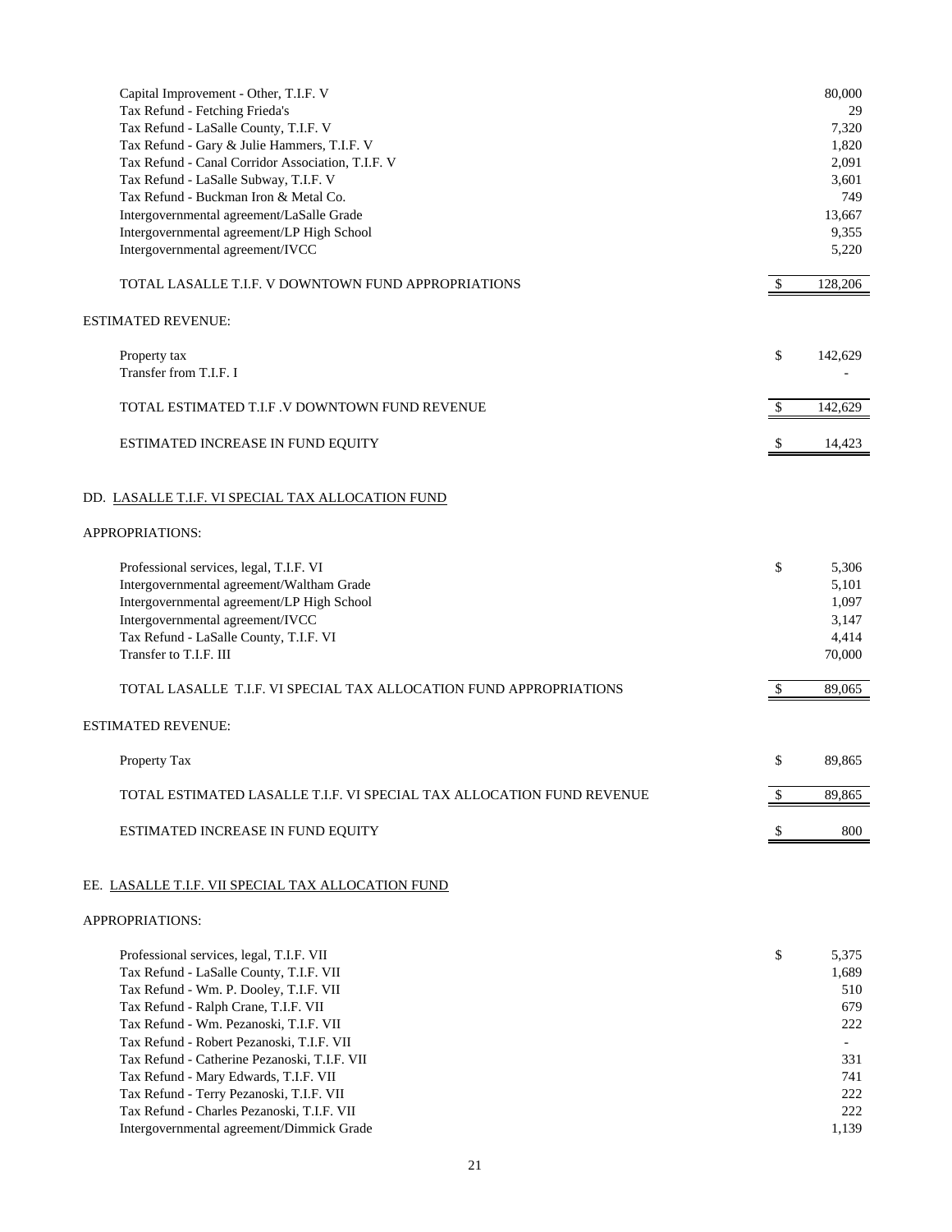| | |
|---|---|
| Capital Improvement - Other, T.I.F. V | 80,000 |
| Tax Refund - Fetching Frieda's | 29 |
| Tax Refund - LaSalle County, T.I.F. V | 7,320 |
| Tax Refund - Gary & Julie Hammers, T.I.F. V | 1,820 |
| Tax Refund - Canal Corridor Association, T.I.F. V | 2,091 |
| Tax Refund - LaSalle Subway, T.I.F. V | 3,601 |
| Tax Refund - Buckman Iron & Metal Co. | 749 |
| Intergovernmental agreement/LaSalle Grade | 13,667 |
| Intergovernmental agreement/LP High School | 9,355 |
| Intergovernmental agreement/IVCC | 5,220 |
| TOTAL LASALLE T.I.F. V DOWNTOWN FUND APPROPRIATIONS | $ 128,206 |

ESTIMATED REVENUE:

| | |
|---|---|
| Property tax | $ 142,629 |
| Transfer from T.I.F. I | - |
| TOTAL ESTIMATED T.I.F .V DOWNTOWN FUND REVENUE | $ 142,629 |
| ESTIMATED INCREASE IN FUND EQUITY | $ 14,423 |

DD. LASALLE T.I.F. VI SPECIAL TAX ALLOCATION FUND

APPROPRIATIONS:

| | |
|---|---|
| Professional services, legal, T.I.F. VI | $ 5,306 |
| Intergovernmental agreement/Waltham Grade | 5,101 |
| Intergovernmental agreement/LP High School | 1,097 |
| Intergovernmental agreement/IVCC | 3,147 |
| Tax Refund - LaSalle County, T.I.F. VI | 4,414 |
| Transfer to T.I.F. III | 70,000 |
| TOTAL LASALLE T.I.F. VI SPECIAL TAX ALLOCATION FUND APPROPRIATIONS | $ 89,065 |

ESTIMATED REVENUE:

| | |
|---|---|
| Property Tax | $ 89,865 |
| TOTAL ESTIMATED LASALLE T.I.F. VI SPECIAL TAX ALLOCATION FUND REVENUE | $ 89,865 |
| ESTIMATED INCREASE IN FUND EQUITY | $ 800 |

EE. LASALLE T.I.F. VII SPECIAL TAX ALLOCATION FUND

APPROPRIATIONS:

| | |
|---|---|
| Professional services, legal, T.I.F. VII | $ 5,375 |
| Tax Refund - LaSalle County, T.I.F. VII | 1,689 |
| Tax Refund - Wm. P. Dooley, T.I.F. VII | 510 |
| Tax Refund - Ralph Crane, T.I.F. VII | 679 |
| Tax Refund - Wm. Pezanoski, T.I.F. VII | 222 |
| Tax Refund - Robert Pezanoski, T.I.F. VII | - |
| Tax Refund - Catherine Pezanoski, T.I.F. VII | 331 |
| Tax Refund - Mary Edwards, T.I.F. VII | 741 |
| Tax Refund - Terry Pezanoski, T.I.F. VII | 222 |
| Tax Refund - Charles Pezanoski, T.I.F. VII | 222 |
| Intergovernmental agreement/Dimmick Grade | 1,139 |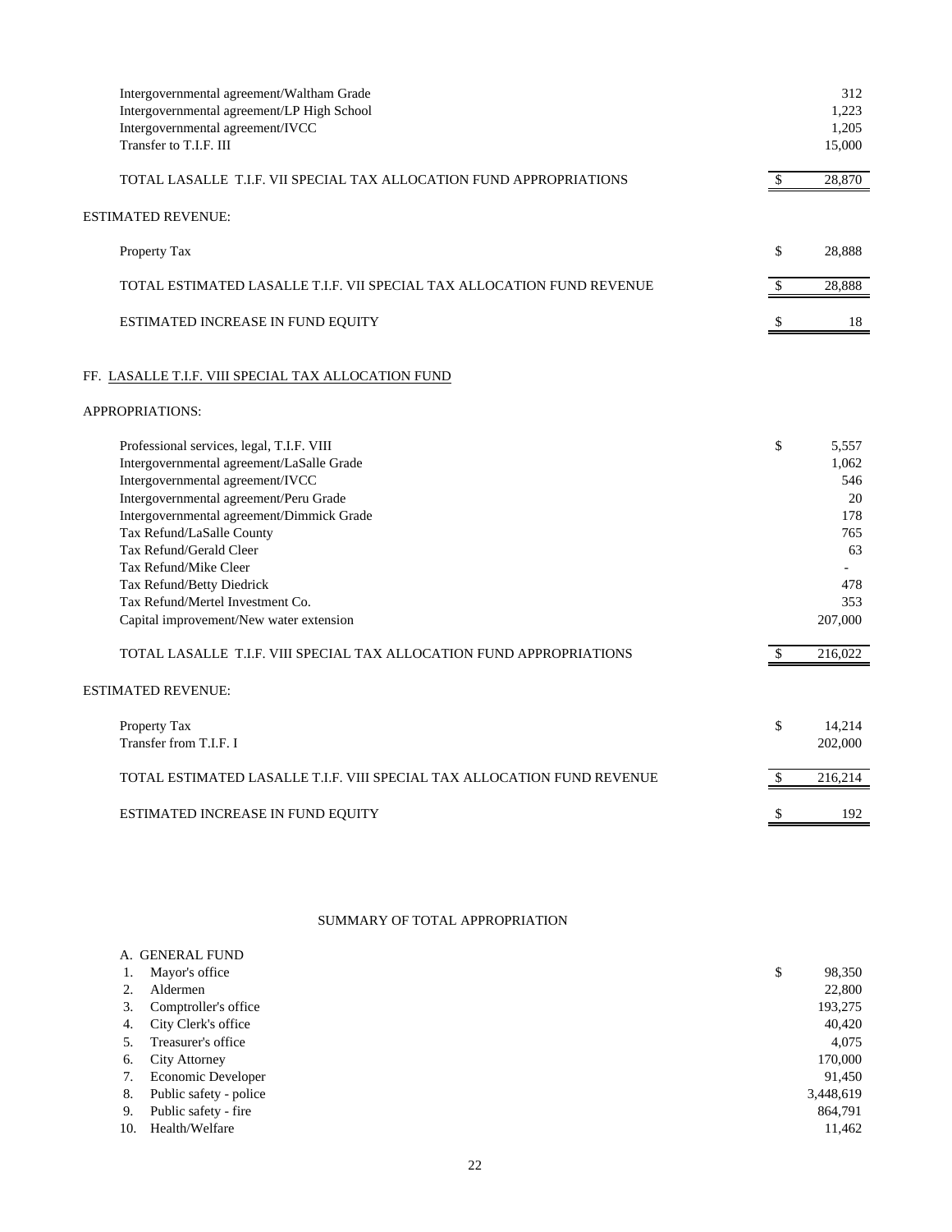| | |
|---|---|
| Intergovernmental agreement/Waltham Grade | 312 |
| Intergovernmental agreement/LP High School | 1,223 |
| Intergovernmental agreement/IVCC | 1,205 |
| Transfer to T.I.F. III | 15,000 |
| TOTAL LASALLE T.I.F. VII SPECIAL TAX ALLOCATION FUND APPROPRIATIONS | $ 28,870 |

ESTIMATED REVENUE:

| | |
|---|---|
| Property Tax | $ 28,888 |
| TOTAL ESTIMATED LASALLE T.I.F. VII SPECIAL TAX ALLOCATION FUND REVENUE | $ 28,888 |
| ESTIMATED INCREASE IN FUND EQUITY | $ 18 |

FF. LASALLE T.I.F. VIII SPECIAL TAX ALLOCATION FUND

APPROPRIATIONS:

| | |
|---|---|
| Professional services, legal, T.I.F. VIII | $ 5,557 |
| Intergovernmental agreement/LaSalle Grade | 1,062 |
| Intergovernmental agreement/IVCC | 546 |
| Intergovernmental agreement/Peru Grade | 20 |
| Intergovernmental agreement/Dimmick Grade | 178 |
| Tax Refund/LaSalle County | 765 |
| Tax Refund/Gerald Cleer | 63 |
| Tax Refund/Mike Cleer | - |
| Tax Refund/Betty Diedrick | 478 |
| Tax Refund/Mertel Investment Co. | 353 |
| Capital improvement/New water extension | 207,000 |
| TOTAL LASALLE T.I.F. VIII SPECIAL TAX ALLOCATION FUND APPROPRIATIONS | $ 216,022 |

ESTIMATED REVENUE:

| | |
|---|---|
| Property Tax | $ 14,214 |
| Transfer from T.I.F. I | 202,000 |
| TOTAL ESTIMATED LASALLE T.I.F. VIII SPECIAL TAX ALLOCATION FUND REVENUE | $ 216,214 |
| ESTIMATED INCREASE IN FUND EQUITY | $ 192 |

SUMMARY OF TOTAL APPROPRIATION

A. GENERAL FUND

| | | |
|---|---|---|
| 1. | Mayor's office | $ 98,350 |
| 2. | Aldermen | 22,800 |
| 3. | Comptroller's office | 193,275 |
| 4. | City Clerk's office | 40,420 |
| 5. | Treasurer's office | 4,075 |
| 6. | City Attorney | 170,000 |
| 7. | Economic Developer | 91,450 |
| 8. | Public safety - police | 3,448,619 |
| 9. | Public safety - fire | 864,791 |
| 10. | Health/Welfare | 11,462 |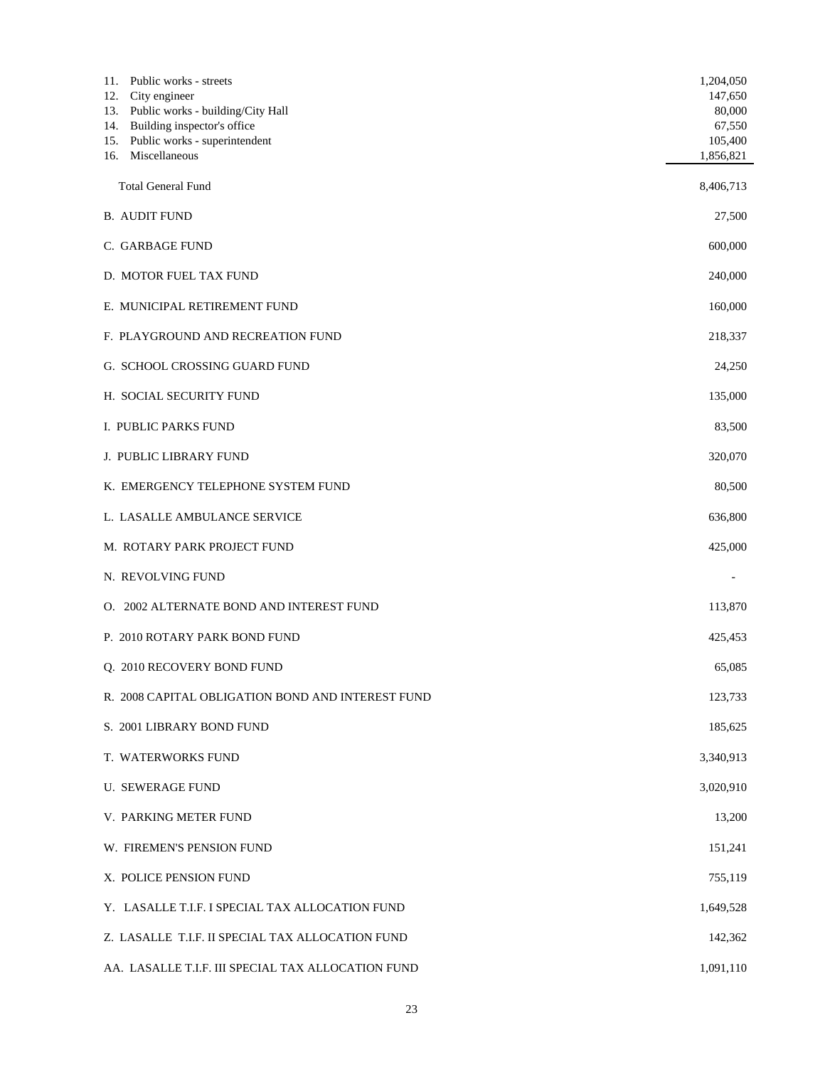| | |
|---|---|
| 11. Public works - streets | 1,204,050 |
| 12. City engineer | 147,650 |
| 13. Public works - building/City Hall | 80,000 |
| 14. Building inspector's office | 67,550 |
| 15. Public works - superintendent | 105,400 |
| 16. Miscellaneous | 1,856,821 |
| Total General Fund | 8,406,713 |
| B. AUDIT FUND | 27,500 |
| C. GARBAGE FUND | 600,000 |
| D. MOTOR FUEL TAX FUND | 240,000 |
| E. MUNICIPAL RETIREMENT FUND | 160,000 |
| F. PLAYGROUND AND RECREATION FUND | 218,337 |
| G. SCHOOL CROSSING GUARD FUND | 24,250 |
| H. SOCIAL SECURITY FUND | 135,000 |
| I. PUBLIC PARKS FUND | 83,500 |
| J. PUBLIC LIBRARY FUND | 320,070 |
| K. EMERGENCY TELEPHONE SYSTEM FUND | 80,500 |
| L. LASALLE AMBULANCE SERVICE | 636,800 |
| M. ROTARY PARK PROJECT FUND | 425,000 |
| N. REVOLVING FUND | - |
| O. 2002 ALTERNATE BOND AND INTEREST FUND | 113,870 |
| P. 2010 ROTARY PARK BOND FUND | 425,453 |
| Q. 2010 RECOVERY BOND FUND | 65,085 |
| R. 2008 CAPITAL OBLIGATION BOND AND INTEREST FUND | 123,733 |
| S. 2001 LIBRARY BOND FUND | 185,625 |
| T. WATERWORKS FUND | 3,340,913 |
| U. SEWERAGE FUND | 3,020,910 |
| V. PARKING METER FUND | 13,200 |
| W. FIREMEN'S PENSION FUND | 151,241 |
| X. POLICE PENSION FUND | 755,119 |
| Y. LASALLE T.I.F. I SPECIAL TAX ALLOCATION FUND | 1,649,528 |
| Z. LASALLE T.I.F. II SPECIAL TAX ALLOCATION FUND | 142,362 |
| AA. LASALLE T.I.F. III SPECIAL TAX ALLOCATION FUND | 1,091,110 |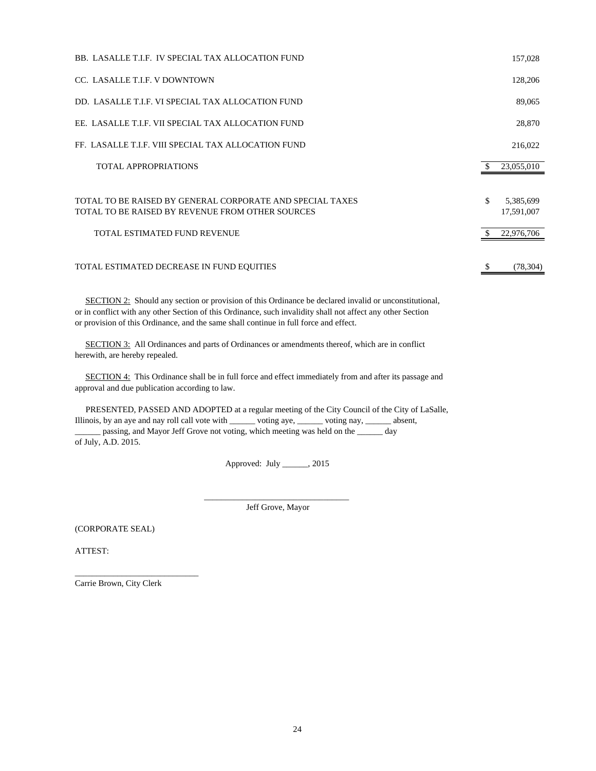| | |
|---|---|
| BB. LASALLE T.I.F. IV SPECIAL TAX ALLOCATION FUND | 157,028 |
| CC. LASALLE T.I.F. V DOWNTOWN | 128,206 |
| DD. LASALLE T.I.F. VI SPECIAL TAX ALLOCATION FUND | 89,065 |
| EE. LASALLE T.I.F. VII SPECIAL TAX ALLOCATION FUND | 28,870 |
| FF. LASALLE T.I.F. VIII SPECIAL TAX ALLOCATION FUND | 216,022 |
| TOTAL APPROPRIATIONS | $ 23,055,010 |
| | |
| TOTAL TO BE RAISED BY GENERAL CORPORATE AND SPECIAL TAXES | $ 5,385,699 |
| TOTAL TO BE RAISED BY REVENUE FROM OTHER SOURCES | 17,591,007 |
| TOTAL ESTIMATED FUND REVENUE | $ 22,976,706 |
| | |
| TOTAL ESTIMATED DECREASE IN FUND EQUITIES | $ (78,304) |

SECTION 2: Should any section or provision of this Ordinance be declared invalid or unconstitutional, or in conflict with any other Section of this Ordinance, such invalidity shall not affect any other Section or provision of this Ordinance, and the same shall continue in full force and effect.

SECTION 3: All Ordinances and parts of Ordinances or amendments thereof, which are in conflict herewith, are hereby repealed.

SECTION 4: This Ordinance shall be in full force and effect immediately from and after its passage and approval and due publication according to law.

PRESENTED, PASSED AND ADOPTED at a regular meeting of the City Council of the City of LaSalle, Illinois, by an aye and nay roll call vote with ______ voting aye, ______ voting nay, ______ absent, ______ passing, and Mayor Jeff Grove not voting, which meeting was held on the ______ day of July, A.D. 2015.

Approved: July ______, 2015

_________________________________

Jeff Grove, Mayor

(CORPORATE SEAL)

ATTEST:

____________________________

Carrie Brown, City Clerk